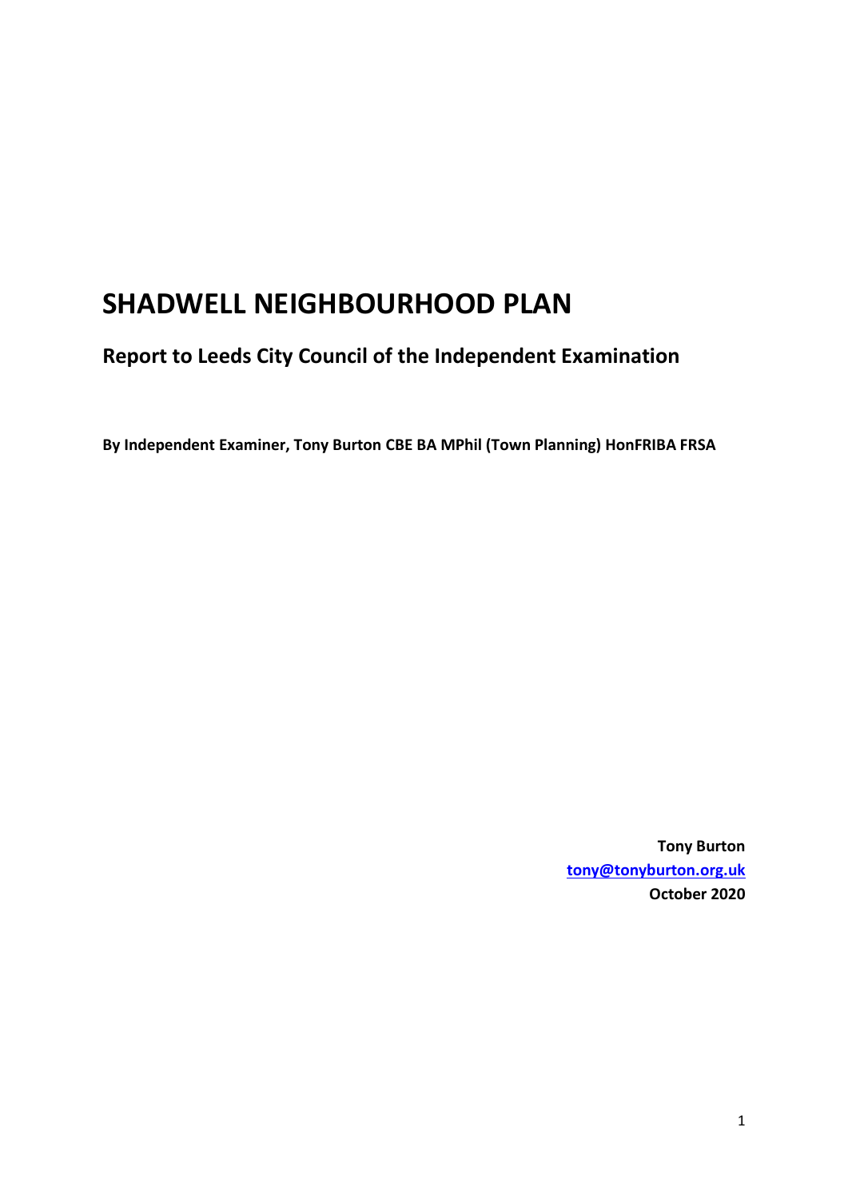# SHADWELL NEIGHBOURHOOD PLAN

## Report to Leeds City Council of the Independent Examination

**By Independent Examiner, Tony Burton CBE BA MPhil (Town Planning) HonFRIBA FRSA**

**Tony Burton**
**[tony@tonyburton.org.uk](mailto:tony@tonyburton.org.uk)**
**October 2020**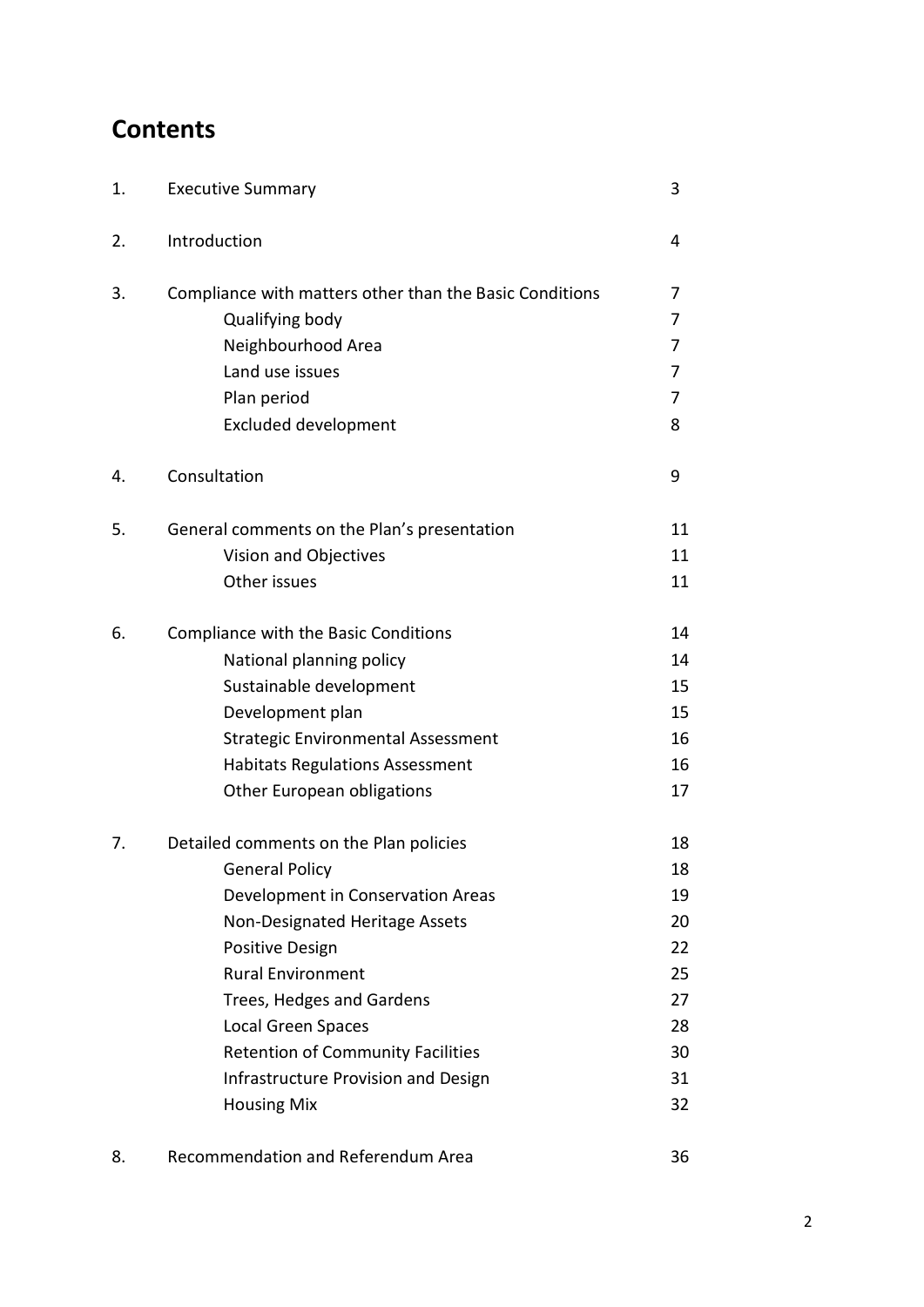## Contents

| | | |
|---|---|---|
| 1. | Executive Summary | 3 |
| 2. | Introduction | 4 |
| 3. | Compliance with matters other than the Basic Conditions | 7 |
| | Qualifying body | 7 |
| | Neighbourhood Area | 7 |
| | Land use issues | 7 |
| | Plan period | 7 |
| | Excluded development | 8 |
| 4. | Consultation | 9 |
| 5. | General comments on the Plan's presentation | 11 |
| | Vision and Objectives | 11 |
| | Other issues | 11 |
| 6. | Compliance with the Basic Conditions | 14 |
| | National planning policy | 14 |
| | Sustainable development | 15 |
| | Development plan | 15 |
| | Strategic Environmental Assessment | 16 |
| | Habitats Regulations Assessment | 16 |
| | Other European obligations | 17 |
| 7. | Detailed comments on the Plan policies | 18 |
| | General Policy | 18 |
| | Development in Conservation Areas | 19 |
| | Non-Designated Heritage Assets | 20 |
| | Positive Design | 22 |
| | Rural Environment | 25 |
| | Trees, Hedges and Gardens | 27 |
| | Local Green Spaces | 28 |
| | Retention of Community Facilities | 30 |
| | Infrastructure Provision and Design | 31 |
| | Housing Mix | 32 |
| 8. | Recommendation and Referendum Area | 36 |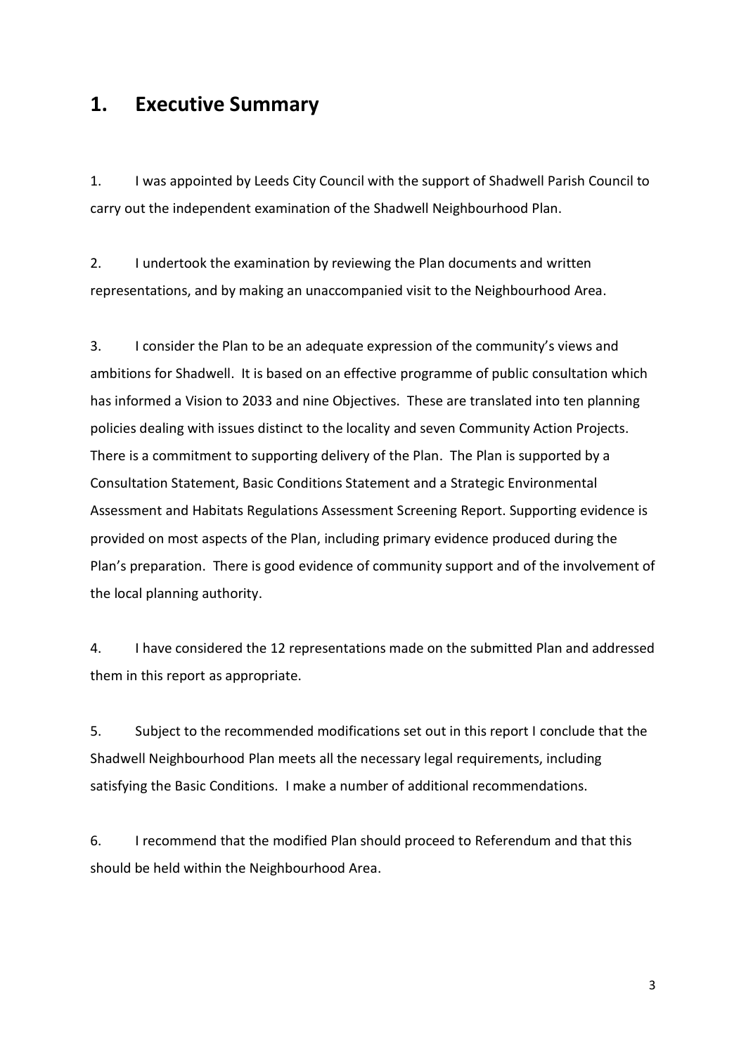## 1. Executive Summary

1. I was appointed by Leeds City Council with the support of Shadwell Parish Council to carry out the independent examination of the Shadwell Neighbourhood Plan.

2. I undertook the examination by reviewing the Plan documents and written representations, and by making an unaccompanied visit to the Neighbourhood Area.

3. I consider the Plan to be an adequate expression of the community's views and ambitions for Shadwell. It is based on an effective programme of public consultation which has informed a Vision to 2033 and nine Objectives. These are translated into ten planning policies dealing with issues distinct to the locality and seven Community Action Projects. There is a commitment to supporting delivery of the Plan. The Plan is supported by a Consultation Statement, Basic Conditions Statement and a Strategic Environmental Assessment and Habitats Regulations Assessment Screening Report. Supporting evidence is provided on most aspects of the Plan, including primary evidence produced during the Plan's preparation. There is good evidence of community support and of the involvement of the local planning authority.

4. I have considered the 12 representations made on the submitted Plan and addressed them in this report as appropriate.

5. Subject to the recommended modifications set out in this report I conclude that the Shadwell Neighbourhood Plan meets all the necessary legal requirements, including satisfying the Basic Conditions. I make a number of additional recommendations.

6. I recommend that the modified Plan should proceed to Referendum and that this should be held within the Neighbourhood Area.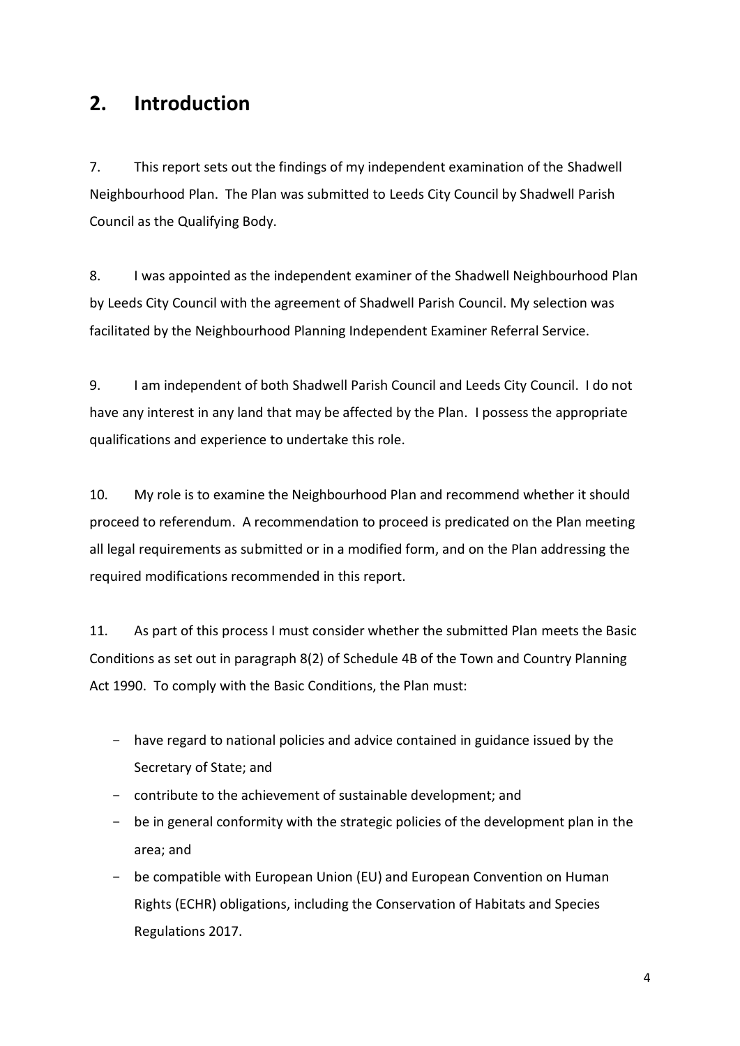## 2. Introduction

7. This report sets out the findings of my independent examination of the Shadwell Neighbourhood Plan. The Plan was submitted to Leeds City Council by Shadwell Parish Council as the Qualifying Body.

8. I was appointed as the independent examiner of the Shadwell Neighbourhood Plan by Leeds City Council with the agreement of Shadwell Parish Council. My selection was facilitated by the Neighbourhood Planning Independent Examiner Referral Service.

9. I am independent of both Shadwell Parish Council and Leeds City Council. I do not have any interest in any land that may be affected by the Plan. I possess the appropriate qualifications and experience to undertake this role.

10. My role is to examine the Neighbourhood Plan and recommend whether it should proceed to referendum. A recommendation to proceed is predicated on the Plan meeting all legal requirements as submitted or in a modified form, and on the Plan addressing the required modifications recommended in this report.

11. As part of this process I must consider whether the submitted Plan meets the Basic Conditions as set out in paragraph 8(2) of Schedule 4B of the Town and Country Planning Act 1990. To comply with the Basic Conditions, the Plan must:

- have regard to national policies and advice contained in guidance issued by the Secretary of State; and
- contribute to the achievement of sustainable development; and
- be in general conformity with the strategic policies of the development plan in the area; and
- be compatible with European Union (EU) and European Convention on Human Rights (ECHR) obligations, including the Conservation of Habitats and Species Regulations 2017.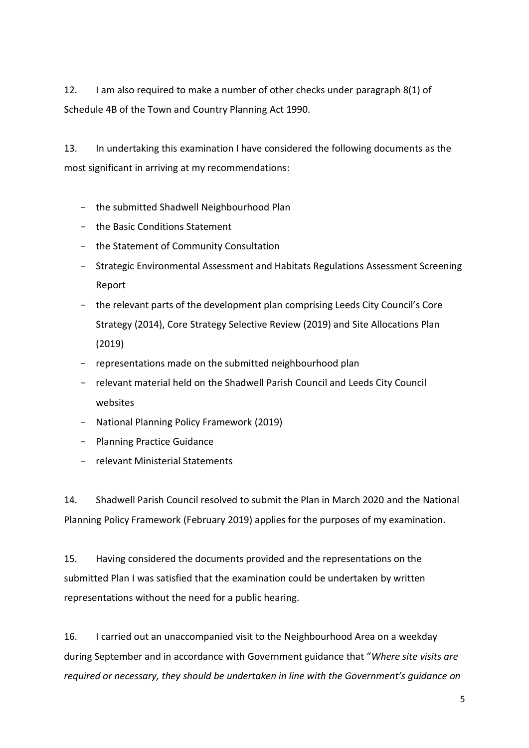12. I am also required to make a number of other checks under paragraph 8(1) of Schedule 4B of the Town and Country Planning Act 1990.

13. In undertaking this examination I have considered the following documents as the most significant in arriving at my recommendations:

- the submitted Shadwell Neighbourhood Plan
- the Basic Conditions Statement
- the Statement of Community Consultation
- Strategic Environmental Assessment and Habitats Regulations Assessment Screening Report
- the relevant parts of the development plan comprising Leeds City Council's Core Strategy (2014), Core Strategy Selective Review (2019) and Site Allocations Plan (2019)
- representations made on the submitted neighbourhood plan
- relevant material held on the Shadwell Parish Council and Leeds City Council websites
- National Planning Policy Framework (2019)
- Planning Practice Guidance
- relevant Ministerial Statements

14. Shadwell Parish Council resolved to submit the Plan in March 2020 and the National Planning Policy Framework (February 2019) applies for the purposes of my examination.

15. Having considered the documents provided and the representations on the submitted Plan I was satisfied that the examination could be undertaken by written representations without the need for a public hearing.

16. I carried out an unaccompanied visit to the Neighbourhood Area on a weekday during September and in accordance with Government guidance that "*Where site visits are required or necessary, they should be undertaken in line with the Government's guidance on*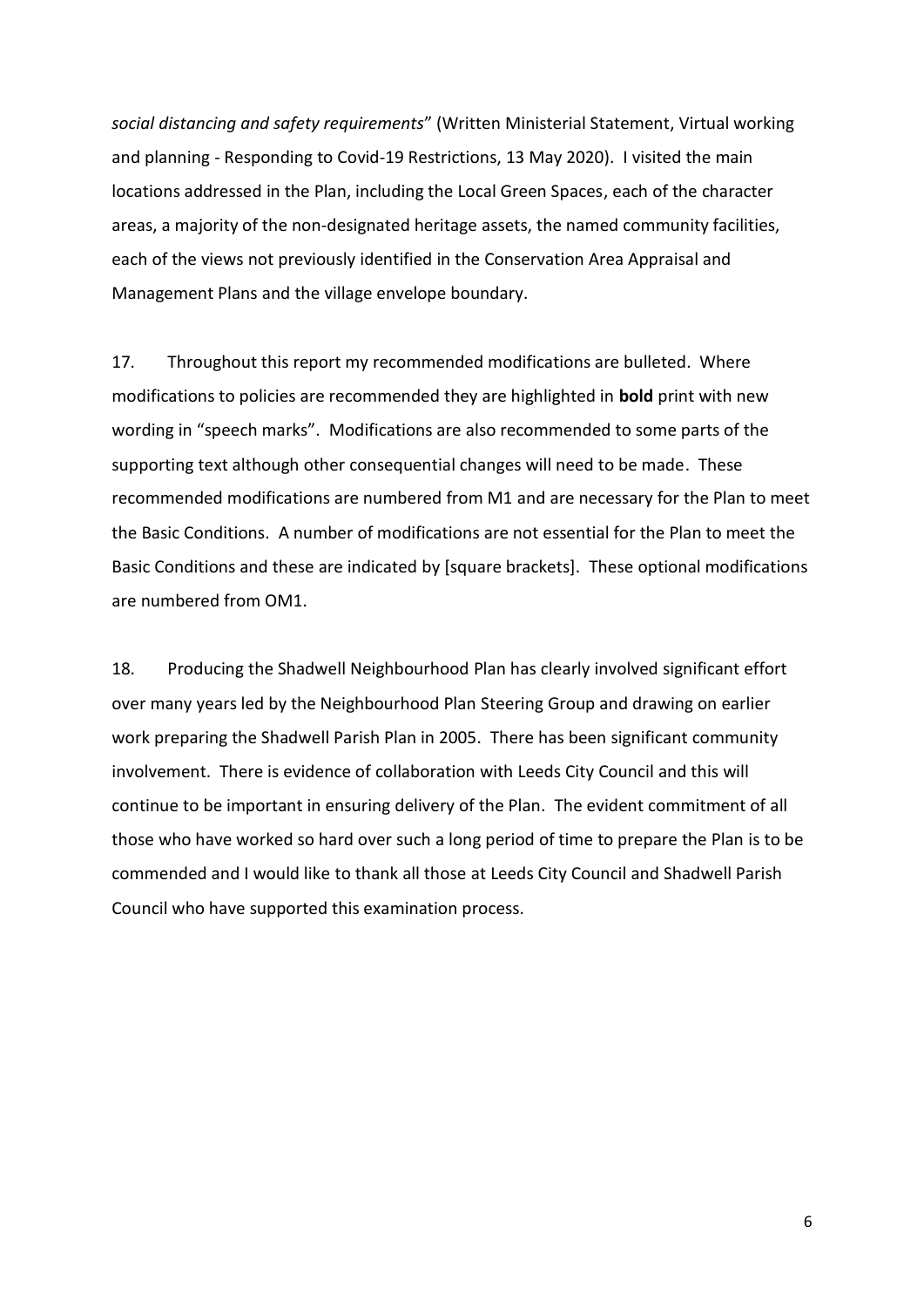*social distancing and safety requirements*" (Written Ministerial Statement, Virtual working and planning - Responding to Covid-19 Restrictions, 13 May 2020). I visited the main locations addressed in the Plan, including the Local Green Spaces, each of the character areas, a majority of the non-designated heritage assets, the named community facilities, each of the views not previously identified in the Conservation Area Appraisal and Management Plans and the village envelope boundary.

17. Throughout this report my recommended modifications are bulleted. Where modifications to policies are recommended they are highlighted in **bold** print with new wording in "speech marks". Modifications are also recommended to some parts of the supporting text although other consequential changes will need to be made. These recommended modifications are numbered from M1 and are necessary for the Plan to meet the Basic Conditions. A number of modifications are not essential for the Plan to meet the Basic Conditions and these are indicated by [square brackets]. These optional modifications are numbered from OM1.

18. Producing the Shadwell Neighbourhood Plan has clearly involved significant effort over many years led by the Neighbourhood Plan Steering Group and drawing on earlier work preparing the Shadwell Parish Plan in 2005. There has been significant community involvement. There is evidence of collaboration with Leeds City Council and this will continue to be important in ensuring delivery of the Plan. The evident commitment of all those who have worked so hard over such a long period of time to prepare the Plan is to be commended and I would like to thank all those at Leeds City Council and Shadwell Parish Council who have supported this examination process.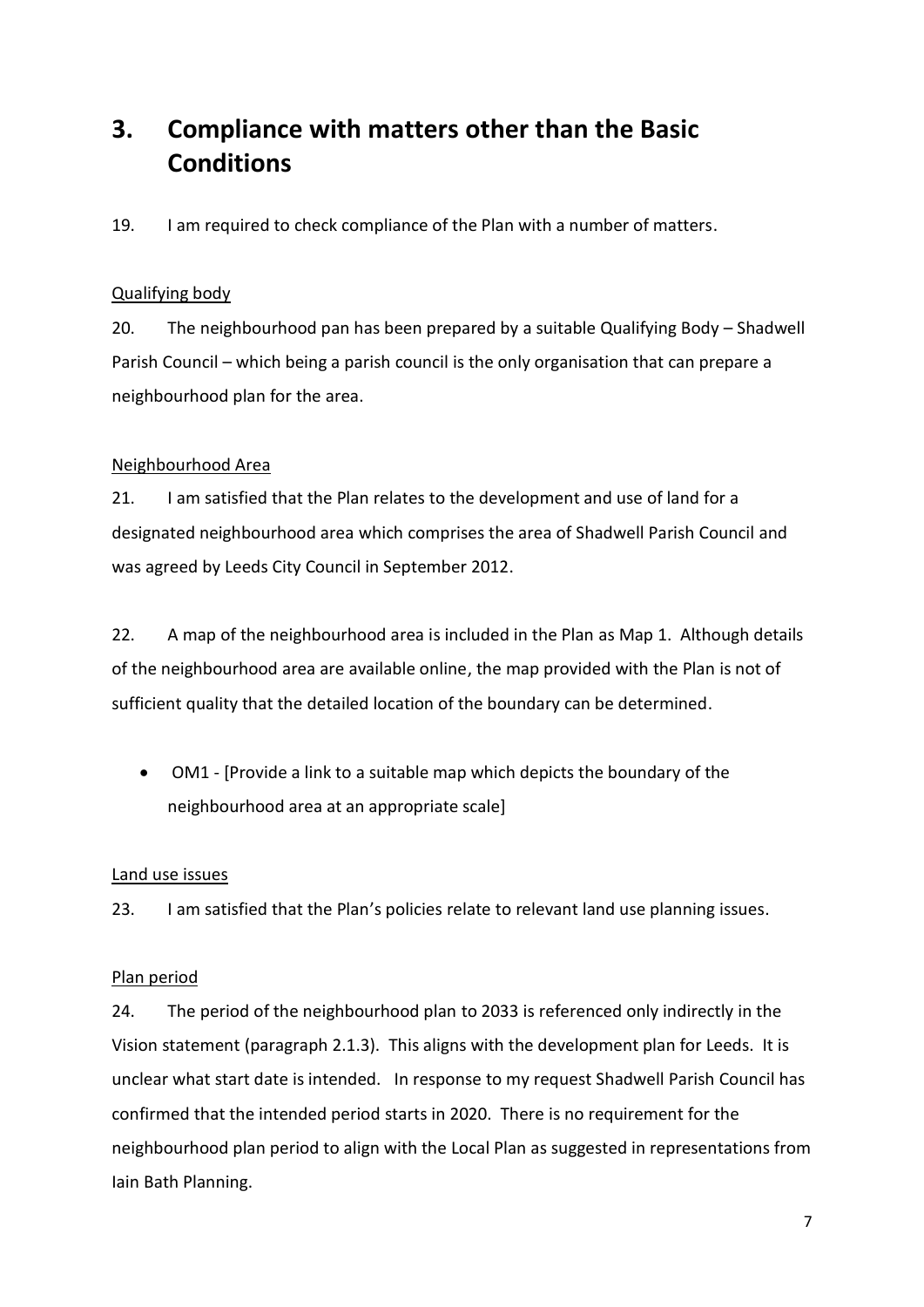# 3. Compliance with matters other than the Basic Conditions

19. I am required to check compliance of the Plan with a number of matters.

Qualifying body

20. The neighbourhood pan has been prepared by a suitable Qualifying Body – Shadwell Parish Council – which being a parish council is the only organisation that can prepare a neighbourhood plan for the area.

Neighbourhood Area

21. I am satisfied that the Plan relates to the development and use of land for a designated neighbourhood area which comprises the area of Shadwell Parish Council and was agreed by Leeds City Council in September 2012.

22. A map of the neighbourhood area is included in the Plan as Map 1. Although details of the neighbourhood area are available online, the map provided with the Plan is not of sufficient quality that the detailed location of the boundary can be determined.

- OM1 - [Provide a link to a suitable map which depicts the boundary of the neighbourhood area at an appropriate scale]

Land use issues

23. I am satisfied that the Plan's policies relate to relevant land use planning issues.

Plan period

24. The period of the neighbourhood plan to 2033 is referenced only indirectly in the Vision statement (paragraph 2.1.3). This aligns with the development plan for Leeds. It is unclear what start date is intended. In response to my request Shadwell Parish Council has confirmed that the intended period starts in 2020. There is no requirement for the neighbourhood plan period to align with the Local Plan as suggested in representations from Iain Bath Planning.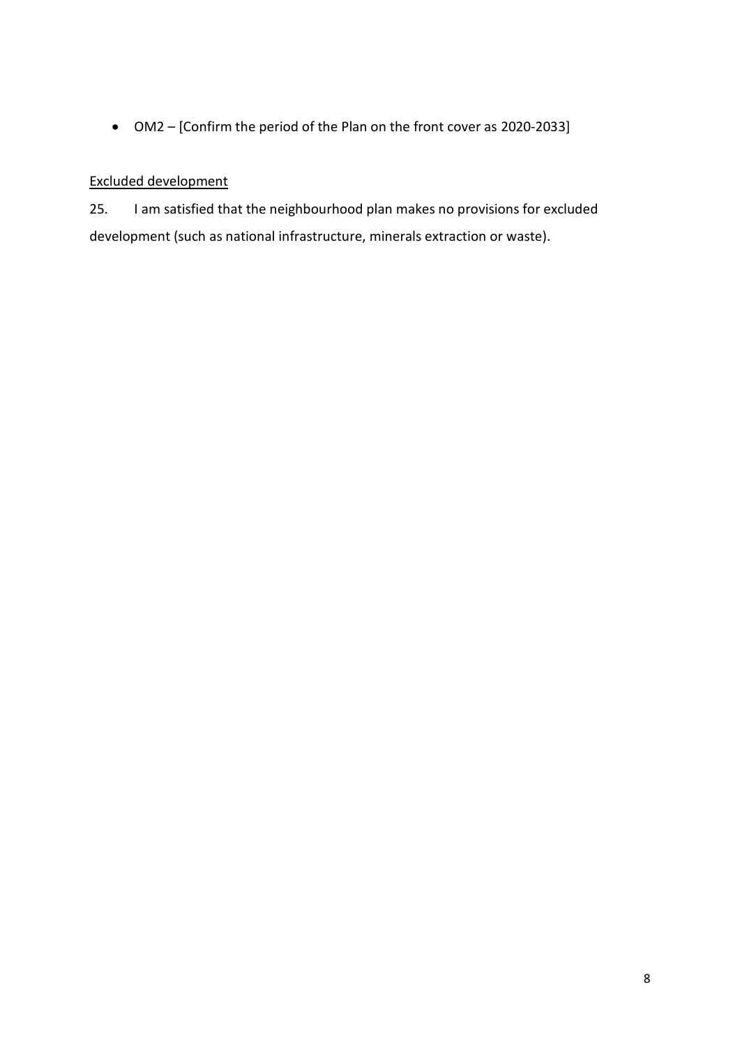- OM2 – [Confirm the period of the Plan on the front cover as 2020-2033]

<u>Excluded development</u>

25. I am satisfied that the neighbourhood plan makes no provisions for excluded development (such as national infrastructure, minerals extraction or waste).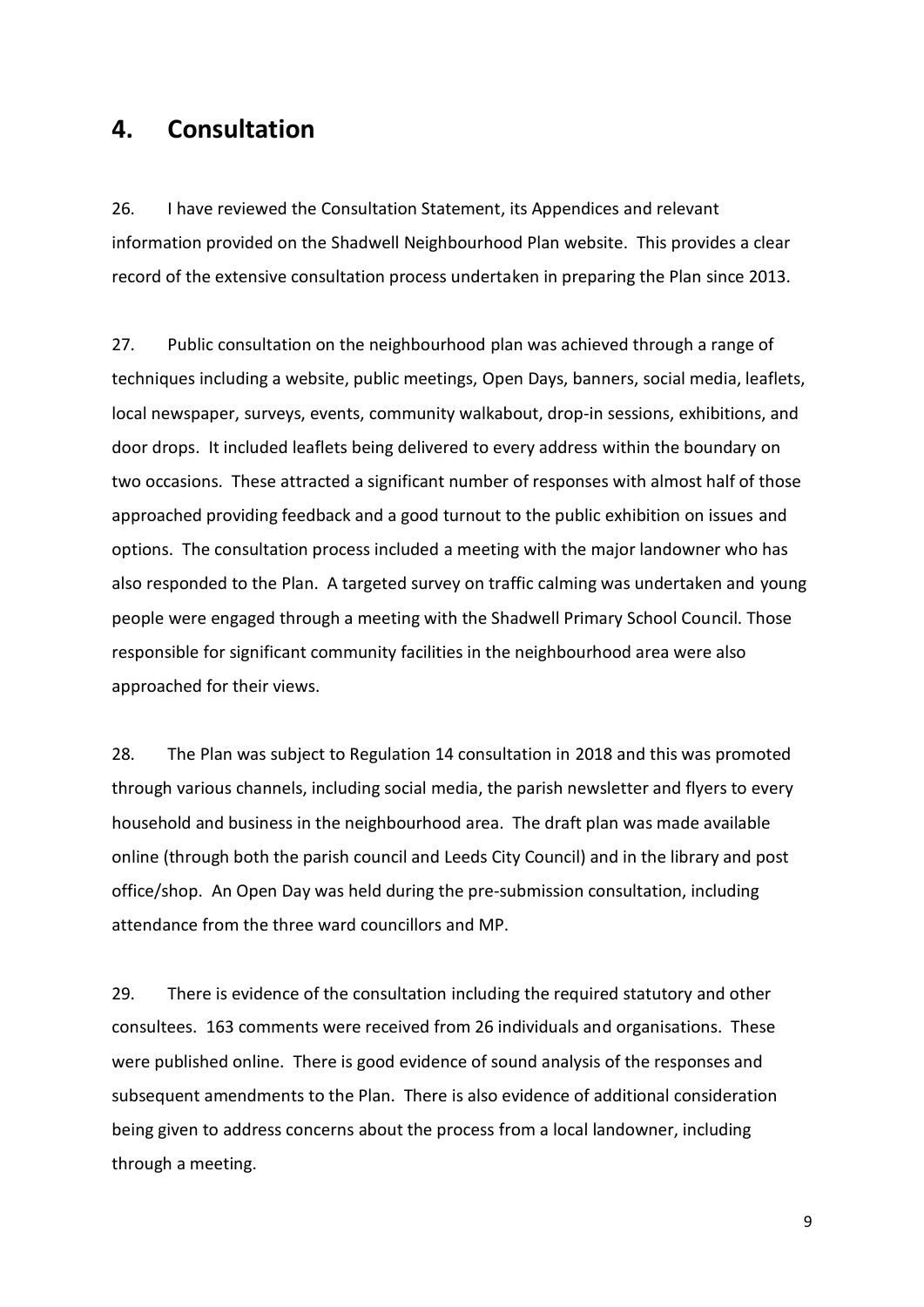## 4. Consultation

26. I have reviewed the Consultation Statement, its Appendices and relevant information provided on the Shadwell Neighbourhood Plan website. This provides a clear record of the extensive consultation process undertaken in preparing the Plan since 2013.

27. Public consultation on the neighbourhood plan was achieved through a range of techniques including a website, public meetings, Open Days, banners, social media, leaflets, local newspaper, surveys, events, community walkabout, drop-in sessions, exhibitions, and door drops. It included leaflets being delivered to every address within the boundary on two occasions. These attracted a significant number of responses with almost half of those approached providing feedback and a good turnout to the public exhibition on issues and options. The consultation process included a meeting with the major landowner who has also responded to the Plan. A targeted survey on traffic calming was undertaken and young people were engaged through a meeting with the Shadwell Primary School Council. Those responsible for significant community facilities in the neighbourhood area were also approached for their views.

28. The Plan was subject to Regulation 14 consultation in 2018 and this was promoted through various channels, including social media, the parish newsletter and flyers to every household and business in the neighbourhood area. The draft plan was made available online (through both the parish council and Leeds City Council) and in the library and post office/shop. An Open Day was held during the pre-submission consultation, including attendance from the three ward councillors and MP.

29. There is evidence of the consultation including the required statutory and other consultees. 163 comments were received from 26 individuals and organisations. These were published online. There is good evidence of sound analysis of the responses and subsequent amendments to the Plan. There is also evidence of additional consideration being given to address concerns about the process from a local landowner, including through a meeting.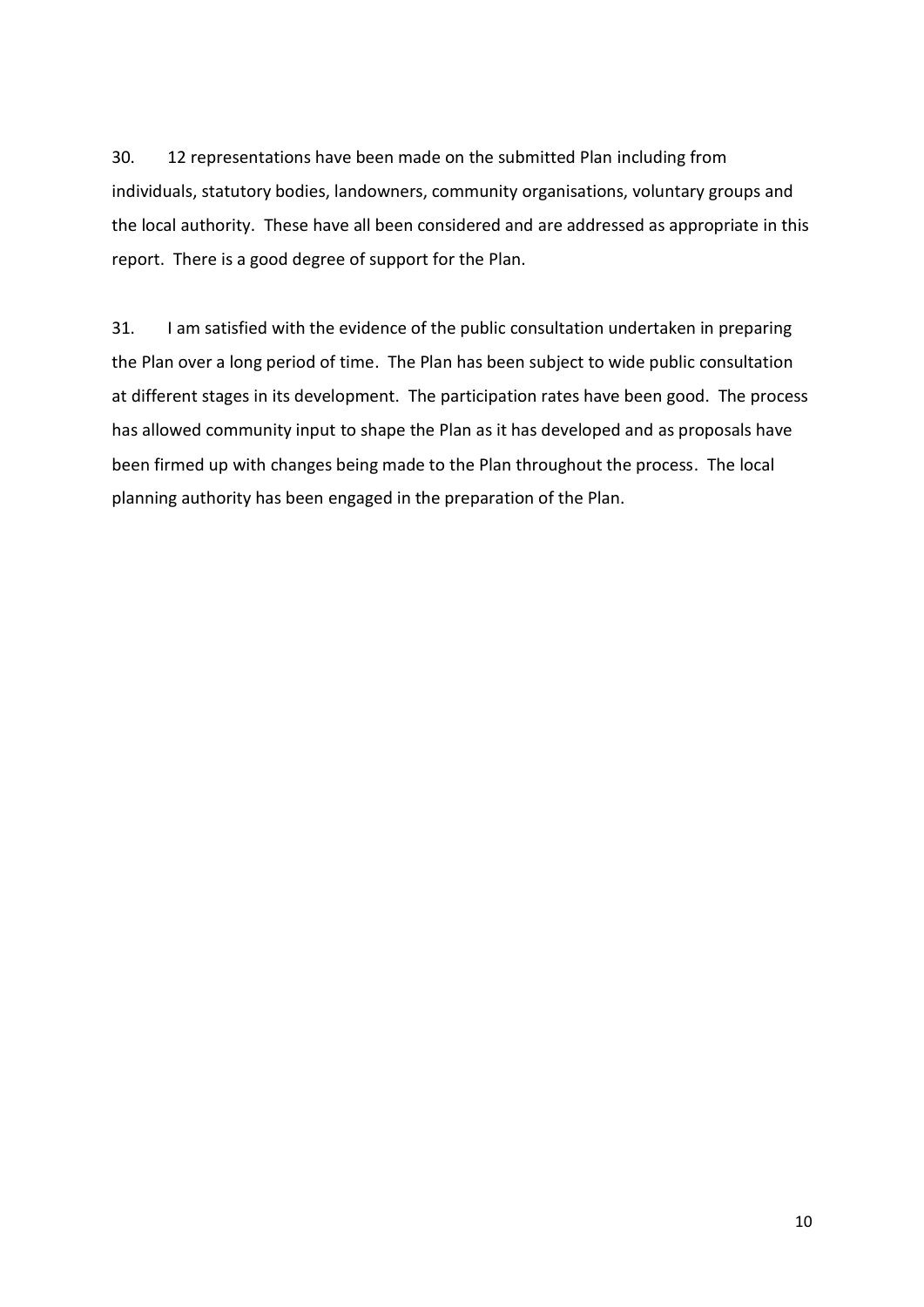30. 12 representations have been made on the submitted Plan including from individuals, statutory bodies, landowners, community organisations, voluntary groups and the local authority. These have all been considered and are addressed as appropriate in this report. There is a good degree of support for the Plan.

31. I am satisfied with the evidence of the public consultation undertaken in preparing the Plan over a long period of time. The Plan has been subject to wide public consultation at different stages in its development. The participation rates have been good. The process has allowed community input to shape the Plan as it has developed and as proposals have been firmed up with changes being made to the Plan throughout the process. The local planning authority has been engaged in the preparation of the Plan.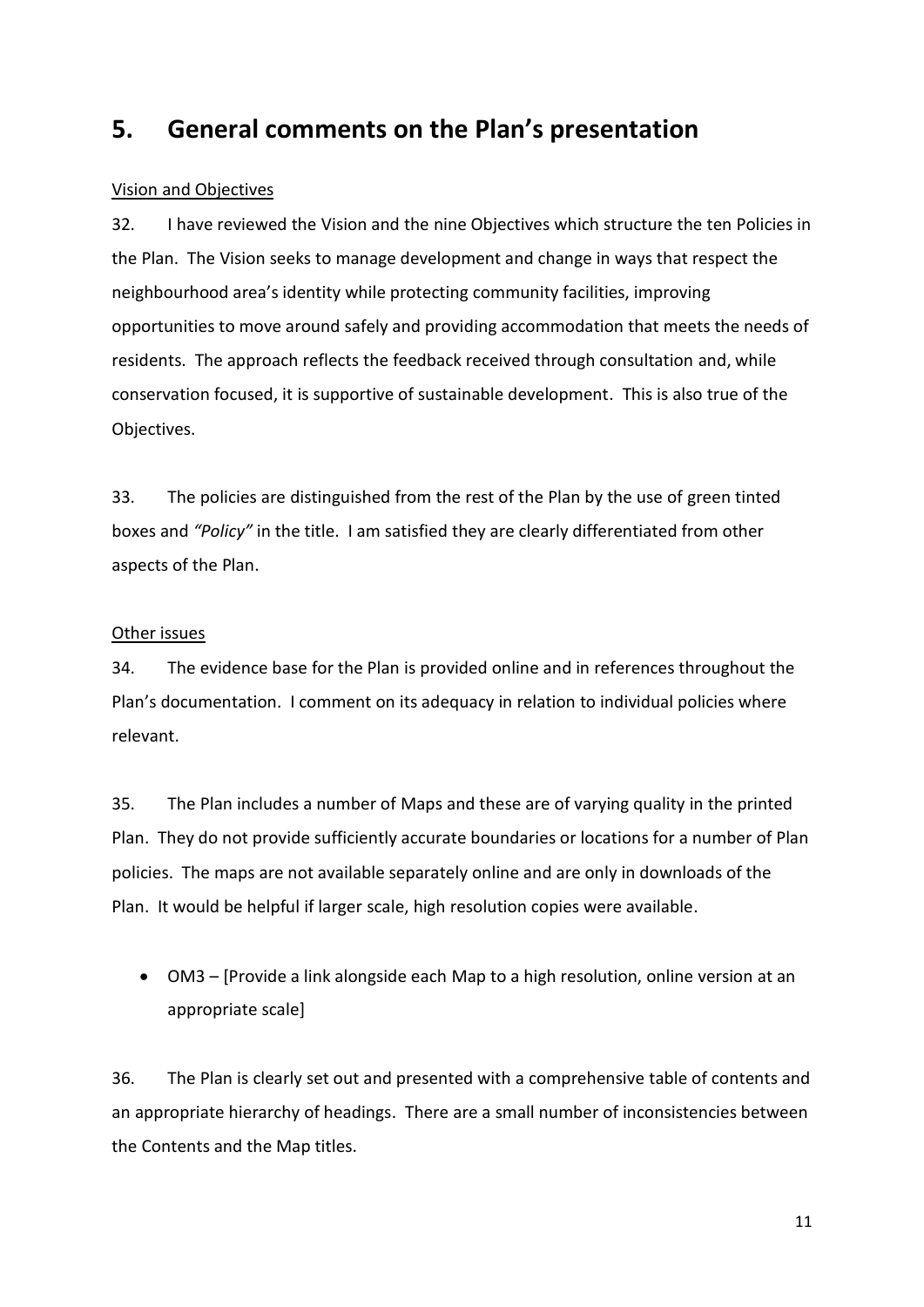# 5. General comments on the Plan's presentation

<u>Vision and Objectives</u>

32. I have reviewed the Vision and the nine Objectives which structure the ten Policies in the Plan. The Vision seeks to manage development and change in ways that respect the neighbourhood area's identity while protecting community facilities, improving opportunities to move around safely and providing accommodation that meets the needs of residents. The approach reflects the feedback received through consultation and, while conservation focused, it is supportive of sustainable development. This is also true of the Objectives.

33. The policies are distinguished from the rest of the Plan by the use of green tinted boxes and *"Policy"* in the title. I am satisfied they are clearly differentiated from other aspects of the Plan.

<u>Other issues</u>

34. The evidence base for the Plan is provided online and in references throughout the Plan's documentation. I comment on its adequacy in relation to individual policies where relevant.

35. The Plan includes a number of Maps and these are of varying quality in the printed Plan. They do not provide sufficiently accurate boundaries or locations for a number of Plan policies. The maps are not available separately online and are only in downloads of the Plan. It would be helpful if larger scale, high resolution copies were available.

- OM3 – [Provide a link alongside each Map to a high resolution, online version at an appropriate scale]

36. The Plan is clearly set out and presented with a comprehensive table of contents and an appropriate hierarchy of headings. There are a small number of inconsistencies between the Contents and the Map titles.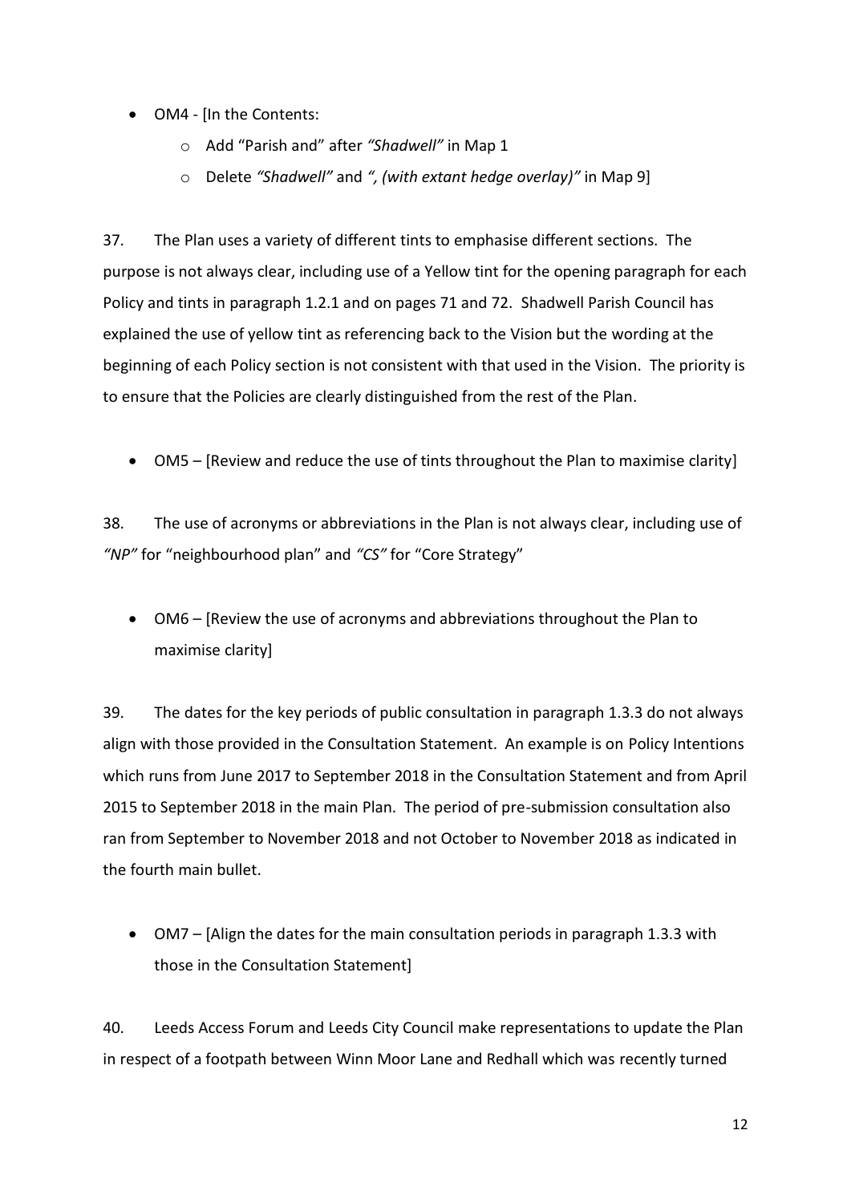- OM4 - [In the Contents:
  - Add "Parish and" after *"Shadwell"* in Map 1
  - Delete *"Shadwell"* and *", (with extant hedge overlay)"* in Map 9]

37. The Plan uses a variety of different tints to emphasise different sections. The purpose is not always clear, including use of a Yellow tint for the opening paragraph for each Policy and tints in paragraph 1.2.1 and on pages 71 and 72. Shadwell Parish Council has explained the use of yellow tint as referencing back to the Vision but the wording at the beginning of each Policy section is not consistent with that used in the Vision. The priority is to ensure that the Policies are clearly distinguished from the rest of the Plan.

- OM5 – [Review and reduce the use of tints throughout the Plan to maximise clarity]

38. The use of acronyms or abbreviations in the Plan is not always clear, including use of *"NP"* for "neighbourhood plan" and *"CS"* for "Core Strategy"

- OM6 – [Review the use of acronyms and abbreviations throughout the Plan to maximise clarity]

39. The dates for the key periods of public consultation in paragraph 1.3.3 do not always align with those provided in the Consultation Statement. An example is on Policy Intentions which runs from June 2017 to September 2018 in the Consultation Statement and from April 2015 to September 2018 in the main Plan. The period of pre-submission consultation also ran from September to November 2018 and not October to November 2018 as indicated in the fourth main bullet.

- OM7 – [Align the dates for the main consultation periods in paragraph 1.3.3 with those in the Consultation Statement]

40. Leeds Access Forum and Leeds City Council make representations to update the Plan in respect of a footpath between Winn Moor Lane and Redhall which was recently turned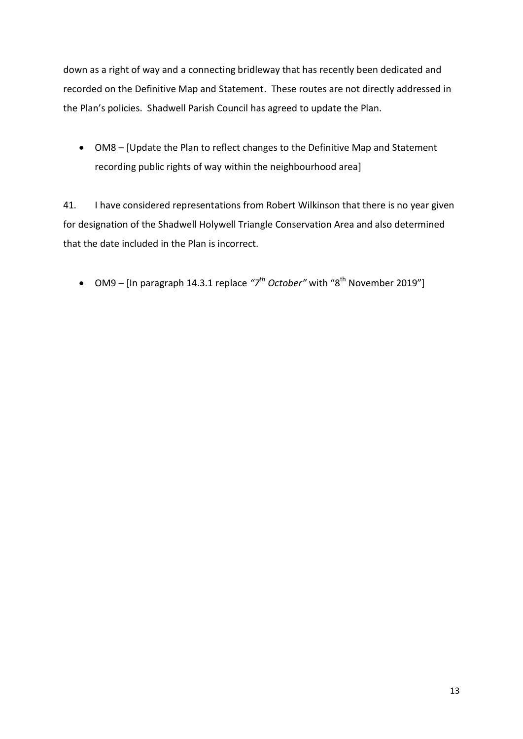down as a right of way and a connecting bridleway that has recently been dedicated and recorded on the Definitive Map and Statement. These routes are not directly addressed in the Plan's policies. Shadwell Parish Council has agreed to update the Plan.

- OM8 – [Update the Plan to reflect changes to the Definitive Map and Statement recording public rights of way within the neighbourhood area]

41. I have considered representations from Robert Wilkinson that there is no year given for designation of the Shadwell Holywell Triangle Conservation Area and also determined that the date included in the Plan is incorrect.

- OM9 – [In paragraph 14.3.1 replace *"7th October"* with "8th November 2019"]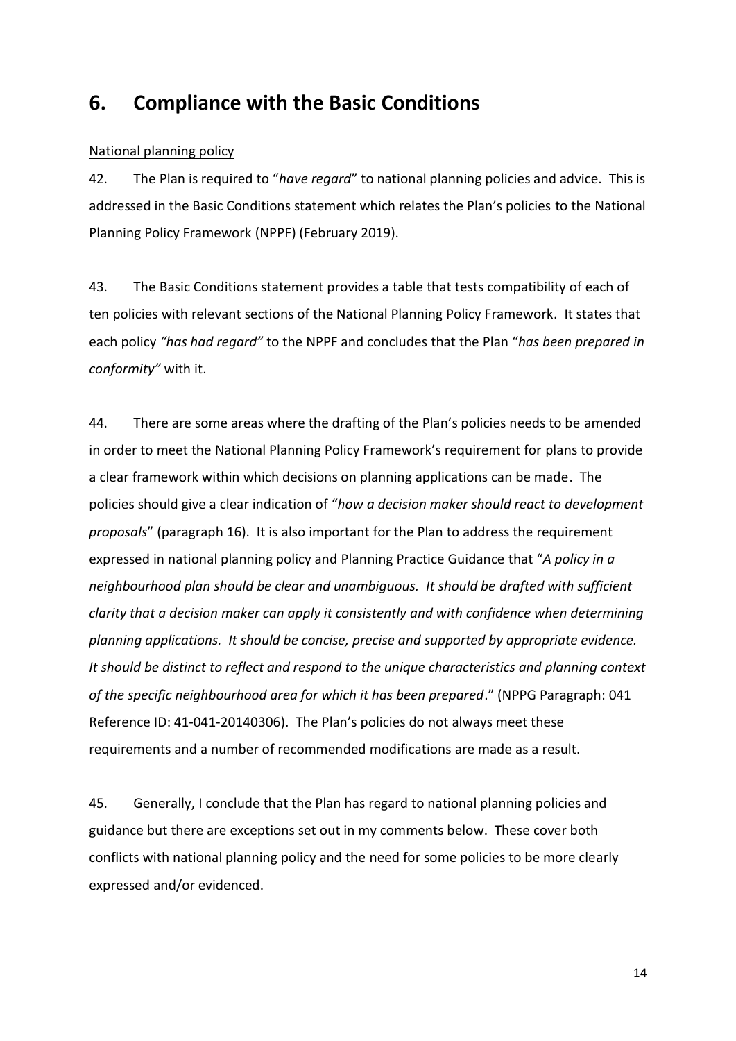## 6. Compliance with the Basic Conditions

National planning policy

42. The Plan is required to "*have regard*" to national planning policies and advice. This is addressed in the Basic Conditions statement which relates the Plan's policies to the National Planning Policy Framework (NPPF) (February 2019).

43. The Basic Conditions statement provides a table that tests compatibility of each of ten policies with relevant sections of the National Planning Policy Framework. It states that each policy *"has had regard"* to the NPPF and concludes that the Plan "*has been prepared in conformity"* with it.

44. There are some areas where the drafting of the Plan's policies needs to be amended in order to meet the National Planning Policy Framework's requirement for plans to provide a clear framework within which decisions on planning applications can be made. The policies should give a clear indication of "*how a decision maker should react to development proposals*" (paragraph 16). It is also important for the Plan to address the requirement expressed in national planning policy and Planning Practice Guidance that "*A policy in a neighbourhood plan should be clear and unambiguous. It should be drafted with sufficient clarity that a decision maker can apply it consistently and with confidence when determining planning applications. It should be concise, precise and supported by appropriate evidence. It should be distinct to reflect and respond to the unique characteristics and planning context of the specific neighbourhood area for which it has been prepared*." (NPPG Paragraph: 041 Reference ID: 41-041-20140306). The Plan's policies do not always meet these requirements and a number of recommended modifications are made as a result.

45. Generally, I conclude that the Plan has regard to national planning policies and guidance but there are exceptions set out in my comments below. These cover both conflicts with national planning policy and the need for some policies to be more clearly expressed and/or evidenced.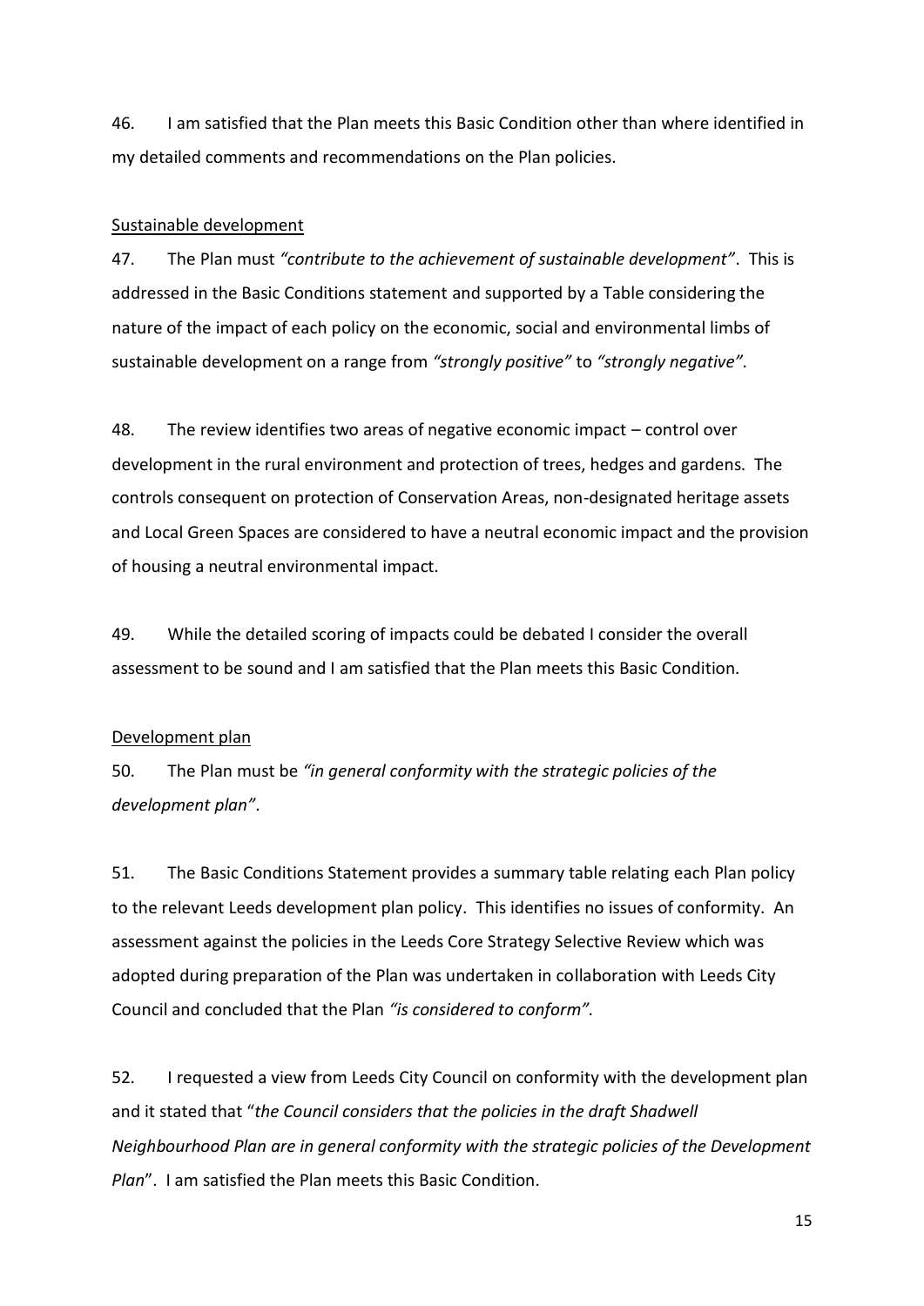46. I am satisfied that the Plan meets this Basic Condition other than where identified in my detailed comments and recommendations on the Plan policies.

<u>Sustainable development</u>

47. The Plan must *"contribute to the achievement of sustainable development"*. This is addressed in the Basic Conditions statement and supported by a Table considering the nature of the impact of each policy on the economic, social and environmental limbs of sustainable development on a range from *"strongly positive"* to *"strongly negative"*.

48. The review identifies two areas of negative economic impact – control over development in the rural environment and protection of trees, hedges and gardens. The controls consequent on protection of Conservation Areas, non-designated heritage assets and Local Green Spaces are considered to have a neutral economic impact and the provision of housing a neutral environmental impact.

49. While the detailed scoring of impacts could be debated I consider the overall assessment to be sound and I am satisfied that the Plan meets this Basic Condition.

<u>Development plan</u>

50. The Plan must be *"in general conformity with the strategic policies of the development plan"*.

51. The Basic Conditions Statement provides a summary table relating each Plan policy to the relevant Leeds development plan policy. This identifies no issues of conformity. An assessment against the policies in the Leeds Core Strategy Selective Review which was adopted during preparation of the Plan was undertaken in collaboration with Leeds City Council and concluded that the Plan *"is considered to conform".*

52. I requested a view from Leeds City Council on conformity with the development plan and it stated that "*the Council considers that the policies in the draft Shadwell Neighbourhood Plan are in general conformity with the strategic policies of the Development Plan*". I am satisfied the Plan meets this Basic Condition.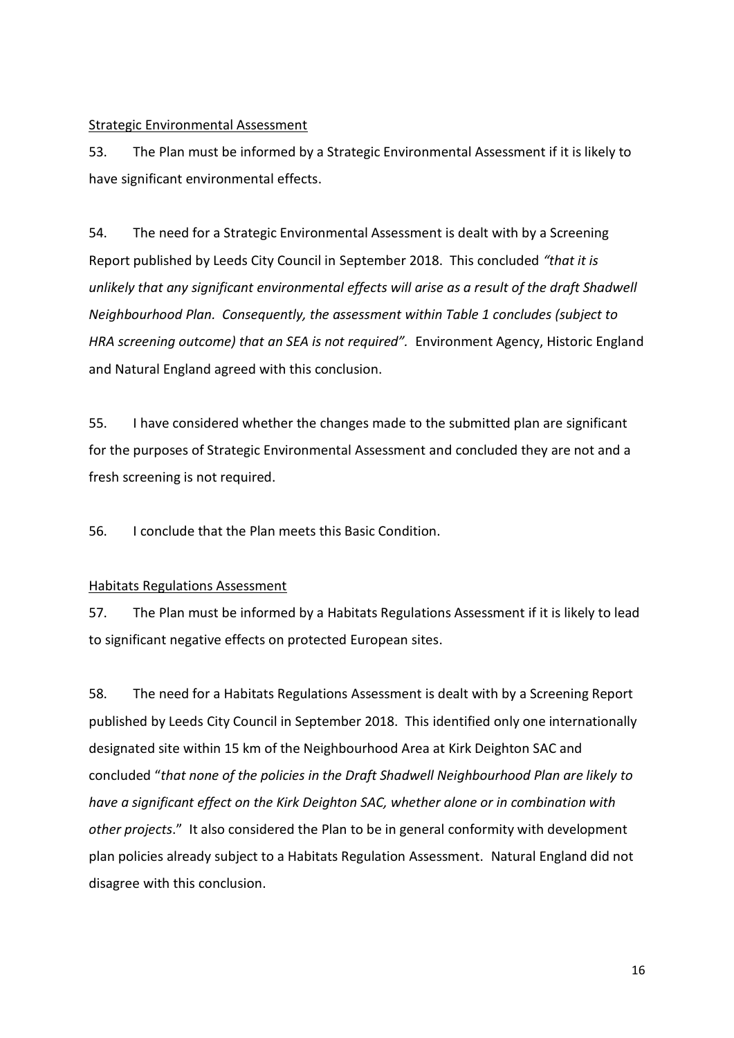Strategic Environmental Assessment

53. The Plan must be informed by a Strategic Environmental Assessment if it is likely to have significant environmental effects.

54. The need for a Strategic Environmental Assessment is dealt with by a Screening Report published by Leeds City Council in September 2018. This concluded *"that it is unlikely that any significant environmental effects will arise as a result of the draft Shadwell Neighbourhood Plan. Consequently, the assessment within Table 1 concludes (subject to HRA screening outcome) that an SEA is not required".* Environment Agency, Historic England and Natural England agreed with this conclusion.

55. I have considered whether the changes made to the submitted plan are significant for the purposes of Strategic Environmental Assessment and concluded they are not and a fresh screening is not required.

56. I conclude that the Plan meets this Basic Condition.

Habitats Regulations Assessment

57. The Plan must be informed by a Habitats Regulations Assessment if it is likely to lead to significant negative effects on protected European sites.

58. The need for a Habitats Regulations Assessment is dealt with by a Screening Report published by Leeds City Council in September 2018. This identified only one internationally designated site within 15 km of the Neighbourhood Area at Kirk Deighton SAC and concluded "*that none of the policies in the Draft Shadwell Neighbourhood Plan are likely to have a significant effect on the Kirk Deighton SAC, whether alone or in combination with other projects*." It also considered the Plan to be in general conformity with development plan policies already subject to a Habitats Regulation Assessment. Natural England did not disagree with this conclusion.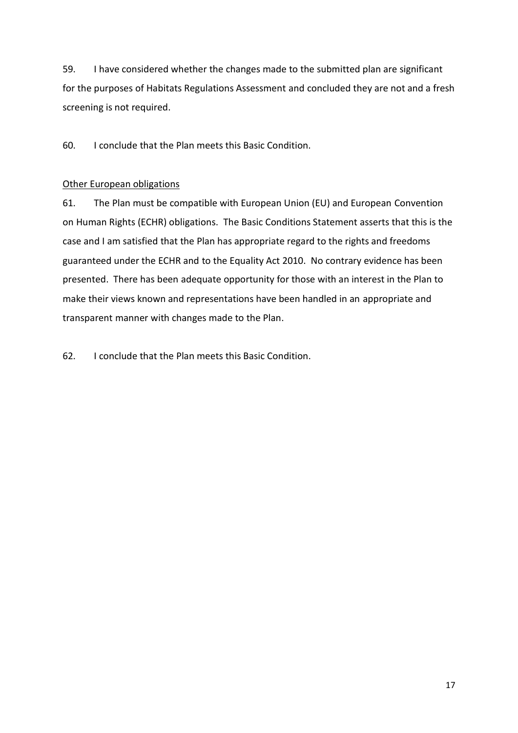59. I have considered whether the changes made to the submitted plan are significant for the purposes of Habitats Regulations Assessment and concluded they are not and a fresh screening is not required.

60. I conclude that the Plan meets this Basic Condition.

<u>Other European obligations</u>

61. The Plan must be compatible with European Union (EU) and European Convention on Human Rights (ECHR) obligations. The Basic Conditions Statement asserts that this is the case and I am satisfied that the Plan has appropriate regard to the rights and freedoms guaranteed under the ECHR and to the Equality Act 2010. No contrary evidence has been presented. There has been adequate opportunity for those with an interest in the Plan to make their views known and representations have been handled in an appropriate and transparent manner with changes made to the Plan.

62. I conclude that the Plan meets this Basic Condition.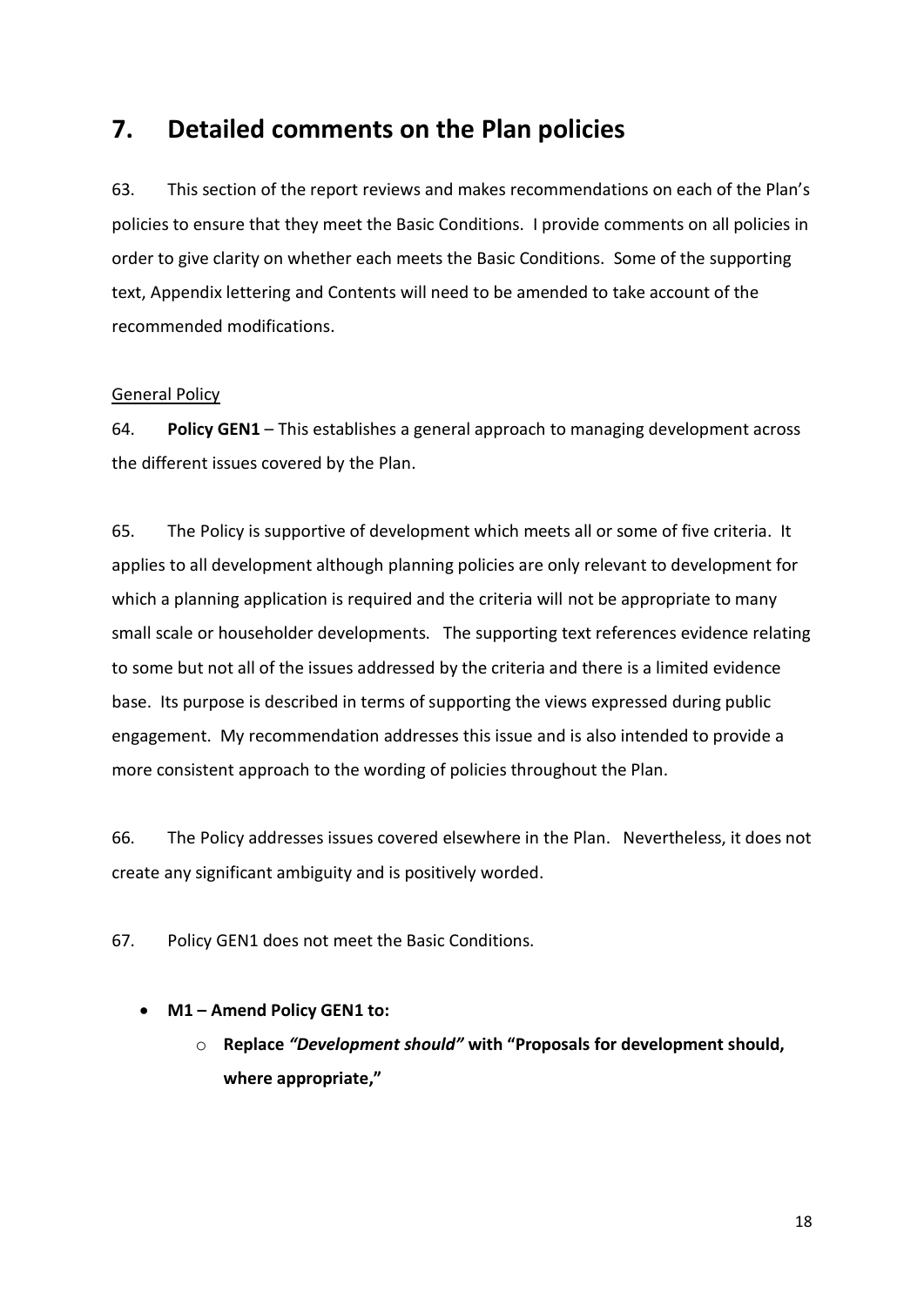## 7. Detailed comments on the Plan policies

63. This section of the report reviews and makes recommendations on each of the Plan's policies to ensure that they meet the Basic Conditions. I provide comments on all policies in order to give clarity on whether each meets the Basic Conditions. Some of the supporting text, Appendix lettering and Contents will need to be amended to take account of the recommended modifications.

General Policy

64. **Policy GEN1** – This establishes a general approach to managing development across the different issues covered by the Plan.

65. The Policy is supportive of development which meets all or some of five criteria. It applies to all development although planning policies are only relevant to development for which a planning application is required and the criteria will not be appropriate to many small scale or householder developments. The supporting text references evidence relating to some but not all of the issues addressed by the criteria and there is a limited evidence base. Its purpose is described in terms of supporting the views expressed during public engagement. My recommendation addresses this issue and is also intended to provide a more consistent approach to the wording of policies throughout the Plan.

66. The Policy addresses issues covered elsewhere in the Plan. Nevertheless, it does not create any significant ambiguity and is positively worded.

67. Policy GEN1 does not meet the Basic Conditions.

- **M1 – Amend Policy GEN1 to:**
  - **Replace *"Development should"* with "Proposals for development should, where appropriate,"**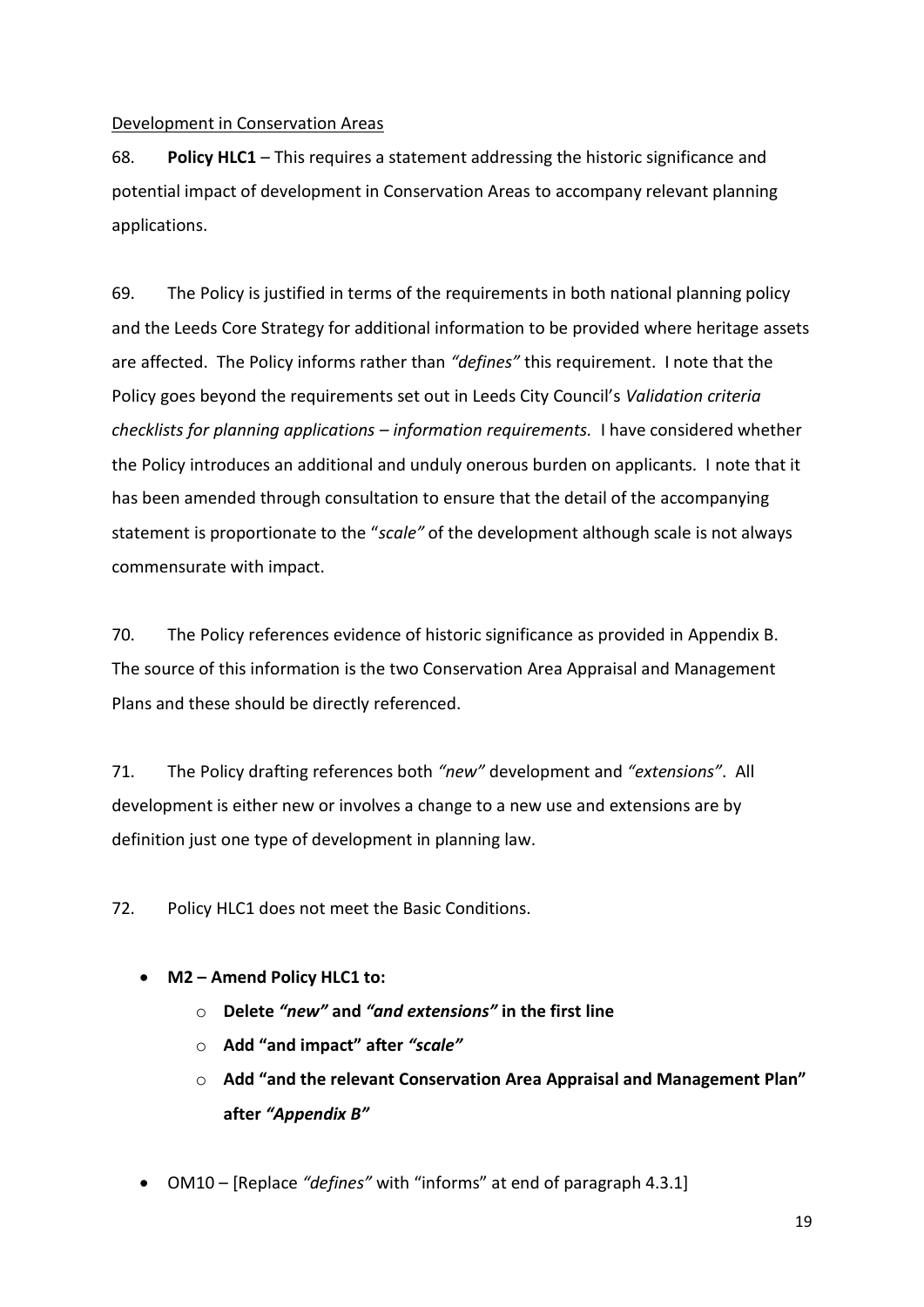<u>Development in Conservation Areas</u>

68. **Policy HLC1** – This requires a statement addressing the historic significance and potential impact of development in Conservation Areas to accompany relevant planning applications.

69. The Policy is justified in terms of the requirements in both national planning policy and the Leeds Core Strategy for additional information to be provided where heritage assets are affected. The Policy informs rather than *"defines"* this requirement. I note that the Policy goes beyond the requirements set out in Leeds City Council's *Validation criteria checklists for planning applications – information requirements.* I have considered whether the Policy introduces an additional and unduly onerous burden on applicants. I note that it has been amended through consultation to ensure that the detail of the accompanying statement is proportionate to the "*scale"* of the development although scale is not always commensurate with impact.

70. The Policy references evidence of historic significance as provided in Appendix B. The source of this information is the two Conservation Area Appraisal and Management Plans and these should be directly referenced.

71. The Policy drafting references both *"new"* development and *"extensions"*. All development is either new or involves a change to a new use and extensions are by definition just one type of development in planning law.

72. Policy HLC1 does not meet the Basic Conditions.

- **M2 – Amend Policy HLC1 to:**
  - **Delete *"new"* and *"and extensions"* in the first line**
  - **Add "and impact" after *"scale"***
  - **Add "and the relevant Conservation Area Appraisal and Management Plan" after *"Appendix B"***

- OM10 – [Replace *"defines"* with "informs" at end of paragraph 4.3.1]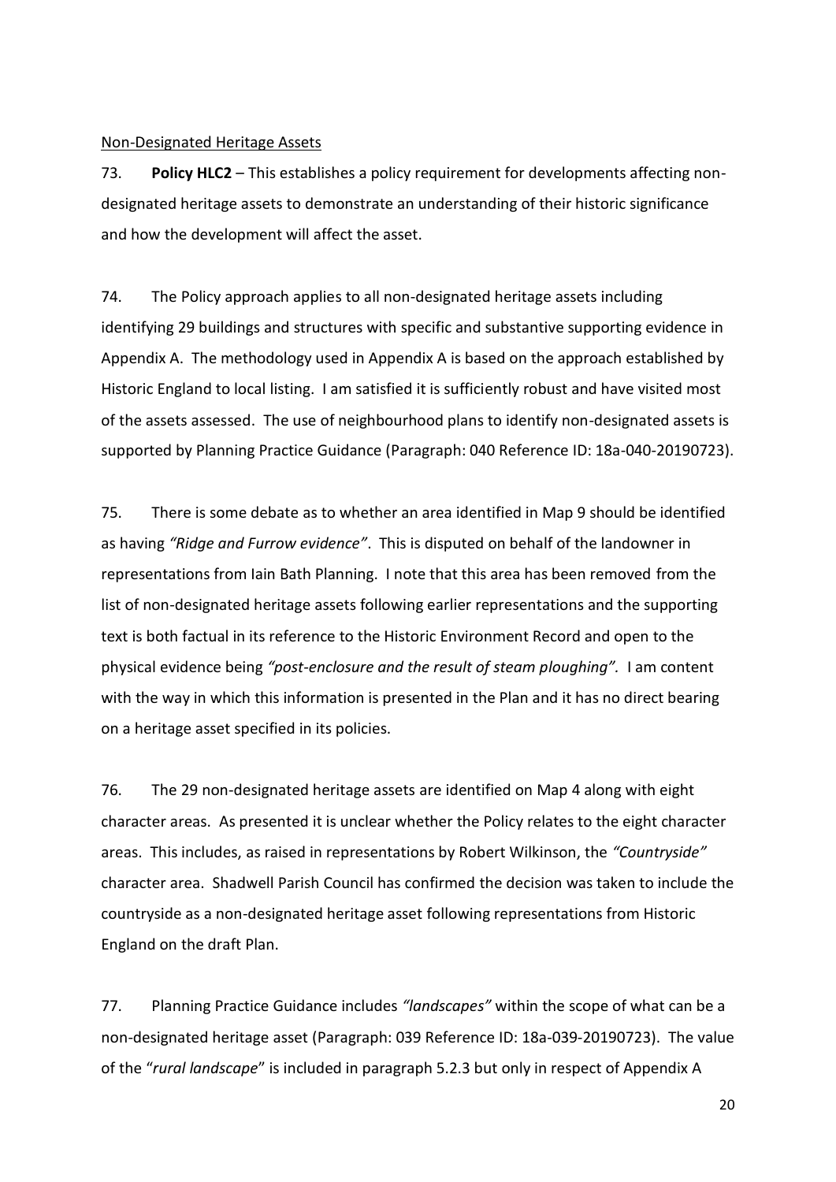Non-Designated Heritage Assets

73. **Policy HLC2** – This establishes a policy requirement for developments affecting non-designated heritage assets to demonstrate an understanding of their historic significance and how the development will affect the asset.

74. The Policy approach applies to all non-designated heritage assets including identifying 29 buildings and structures with specific and substantive supporting evidence in Appendix A. The methodology used in Appendix A is based on the approach established by Historic England to local listing. I am satisfied it is sufficiently robust and have visited most of the assets assessed. The use of neighbourhood plans to identify non-designated assets is supported by Planning Practice Guidance (Paragraph: 040 Reference ID: 18a-040-20190723).

75. There is some debate as to whether an area identified in Map 9 should be identified as having *"Ridge and Furrow evidence"*. This is disputed on behalf of the landowner in representations from Iain Bath Planning. I note that this area has been removed from the list of non-designated heritage assets following earlier representations and the supporting text is both factual in its reference to the Historic Environment Record and open to the physical evidence being *"post-enclosure and the result of steam ploughing"*. I am content with the way in which this information is presented in the Plan and it has no direct bearing on a heritage asset specified in its policies.

76. The 29 non-designated heritage assets are identified on Map 4 along with eight character areas. As presented it is unclear whether the Policy relates to the eight character areas. This includes, as raised in representations by Robert Wilkinson, the *"Countryside"* character area. Shadwell Parish Council has confirmed the decision was taken to include the countryside as a non-designated heritage asset following representations from Historic England on the draft Plan.

77. Planning Practice Guidance includes *"landscapes"* within the scope of what can be a non-designated heritage asset (Paragraph: 039 Reference ID: 18a-039-20190723). The value of the "*rural landscape*" is included in paragraph 5.2.3 but only in respect of Appendix A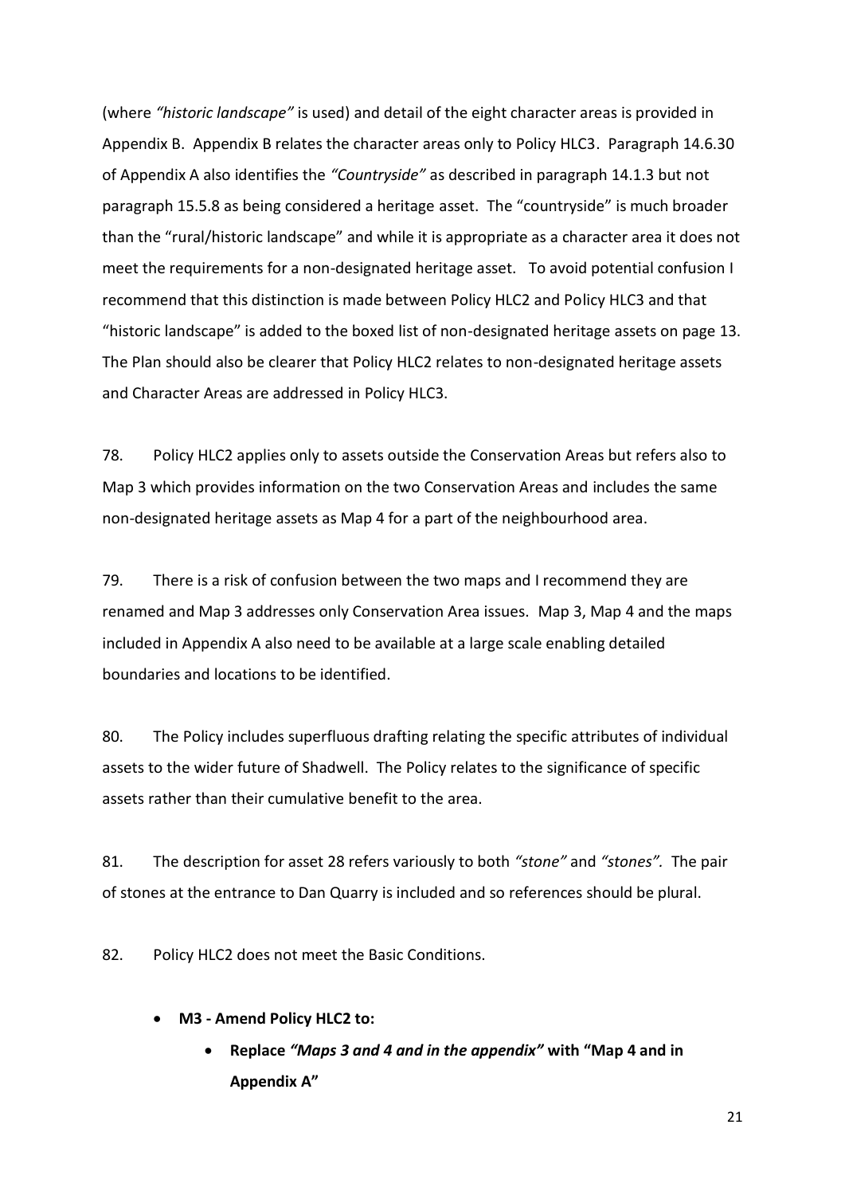(where *"historic landscape"* is used) and detail of the eight character areas is provided in Appendix B. Appendix B relates the character areas only to Policy HLC3. Paragraph 14.6.30 of Appendix A also identifies the *"Countryside"* as described in paragraph 14.1.3 but not paragraph 15.5.8 as being considered a heritage asset. The "countryside" is much broader than the "rural/historic landscape" and while it is appropriate as a character area it does not meet the requirements for a non-designated heritage asset. To avoid potential confusion I recommend that this distinction is made between Policy HLC2 and Policy HLC3 and that "historic landscape" is added to the boxed list of non-designated heritage assets on page 13. The Plan should also be clearer that Policy HLC2 relates to non-designated heritage assets and Character Areas are addressed in Policy HLC3.

78. Policy HLC2 applies only to assets outside the Conservation Areas but refers also to Map 3 which provides information on the two Conservation Areas and includes the same non-designated heritage assets as Map 4 for a part of the neighbourhood area.

79. There is a risk of confusion between the two maps and I recommend they are renamed and Map 3 addresses only Conservation Area issues. Map 3, Map 4 and the maps included in Appendix A also need to be available at a large scale enabling detailed boundaries and locations to be identified.

80. The Policy includes superfluous drafting relating the specific attributes of individual assets to the wider future of Shadwell. The Policy relates to the significance of specific assets rather than their cumulative benefit to the area.

81. The description for asset 28 refers variously to both *"stone"* and *"stones".* The pair of stones at the entrance to Dan Quarry is included and so references should be plural.

82. Policy HLC2 does not meet the Basic Conditions.

- **M3 - Amend Policy HLC2 to:**
  - **Replace *"Maps 3 and 4 and in the appendix"* with "Map 4 and in Appendix A"**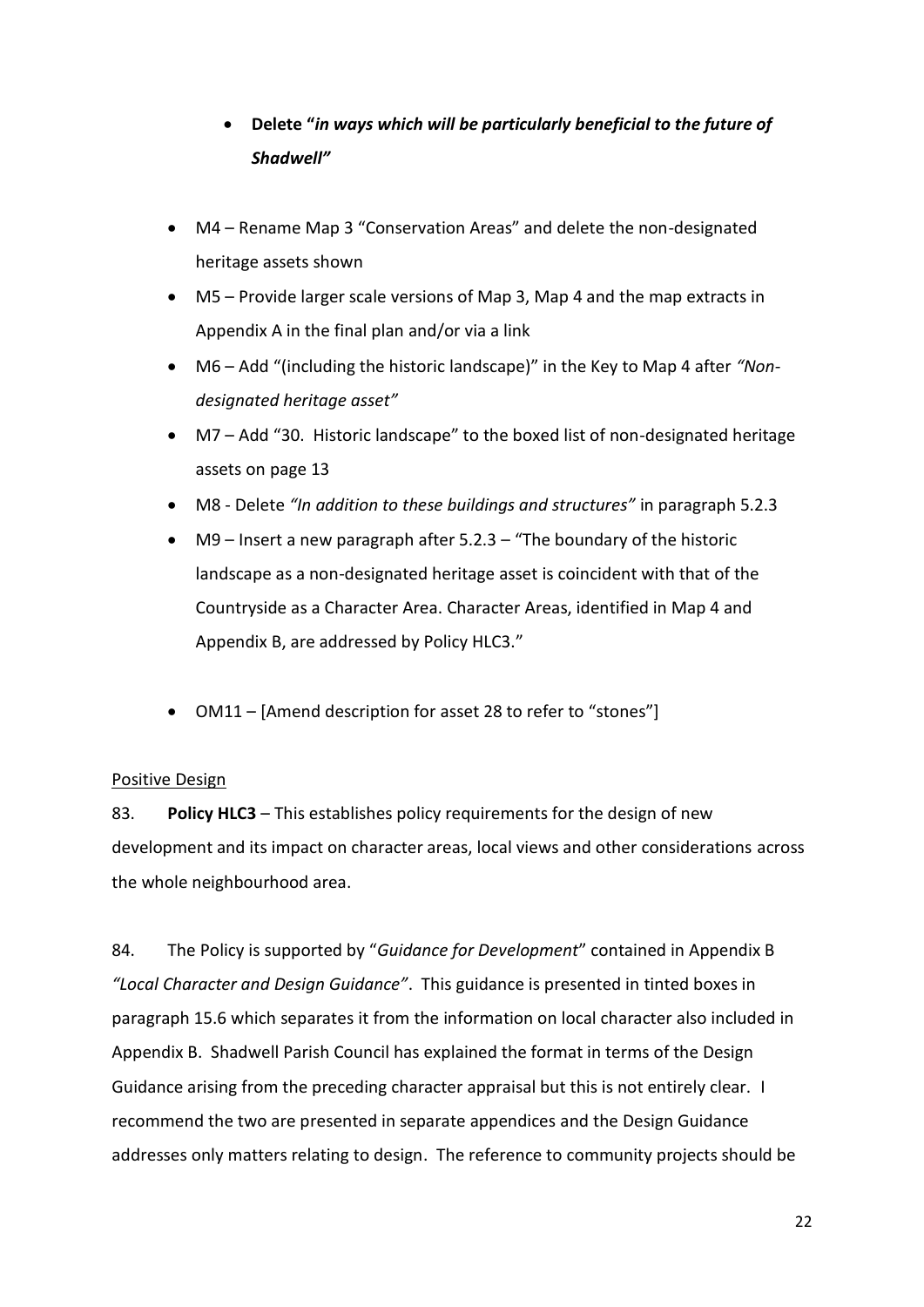- **Delete "*in ways which will be particularly beneficial to the future of Shadwell"***

- M4 – Rename Map 3 "Conservation Areas" and delete the non-designated heritage assets shown
- M5 – Provide larger scale versions of Map 3, Map 4 and the map extracts in Appendix A in the final plan and/or via a link
- M6 – Add "(including the historic landscape)" in the Key to Map 4 after *"Non-designated heritage asset"*
- M7 – Add "30. Historic landscape" to the boxed list of non-designated heritage assets on page 13
- M8 - Delete *"In addition to these buildings and structures"* in paragraph 5.2.3
- M9 – Insert a new paragraph after 5.2.3 – "The boundary of the historic landscape as a non-designated heritage asset is coincident with that of the Countryside as a Character Area. Character Areas, identified in Map 4 and Appendix B, are addressed by Policy HLC3."

- OM11 – [Amend description for asset 28 to refer to "stones"]

<u>Positive Design</u>

83. **Policy HLC3** – This establishes policy requirements for the design of new development and its impact on character areas, local views and other considerations across the whole neighbourhood area.

84. The Policy is supported by "*Guidance for Development*" contained in Appendix B *"Local Character and Design Guidance"*. This guidance is presented in tinted boxes in paragraph 15.6 which separates it from the information on local character also included in Appendix B. Shadwell Parish Council has explained the format in terms of the Design Guidance arising from the preceding character appraisal but this is not entirely clear. I recommend the two are presented in separate appendices and the Design Guidance addresses only matters relating to design. The reference to community projects should be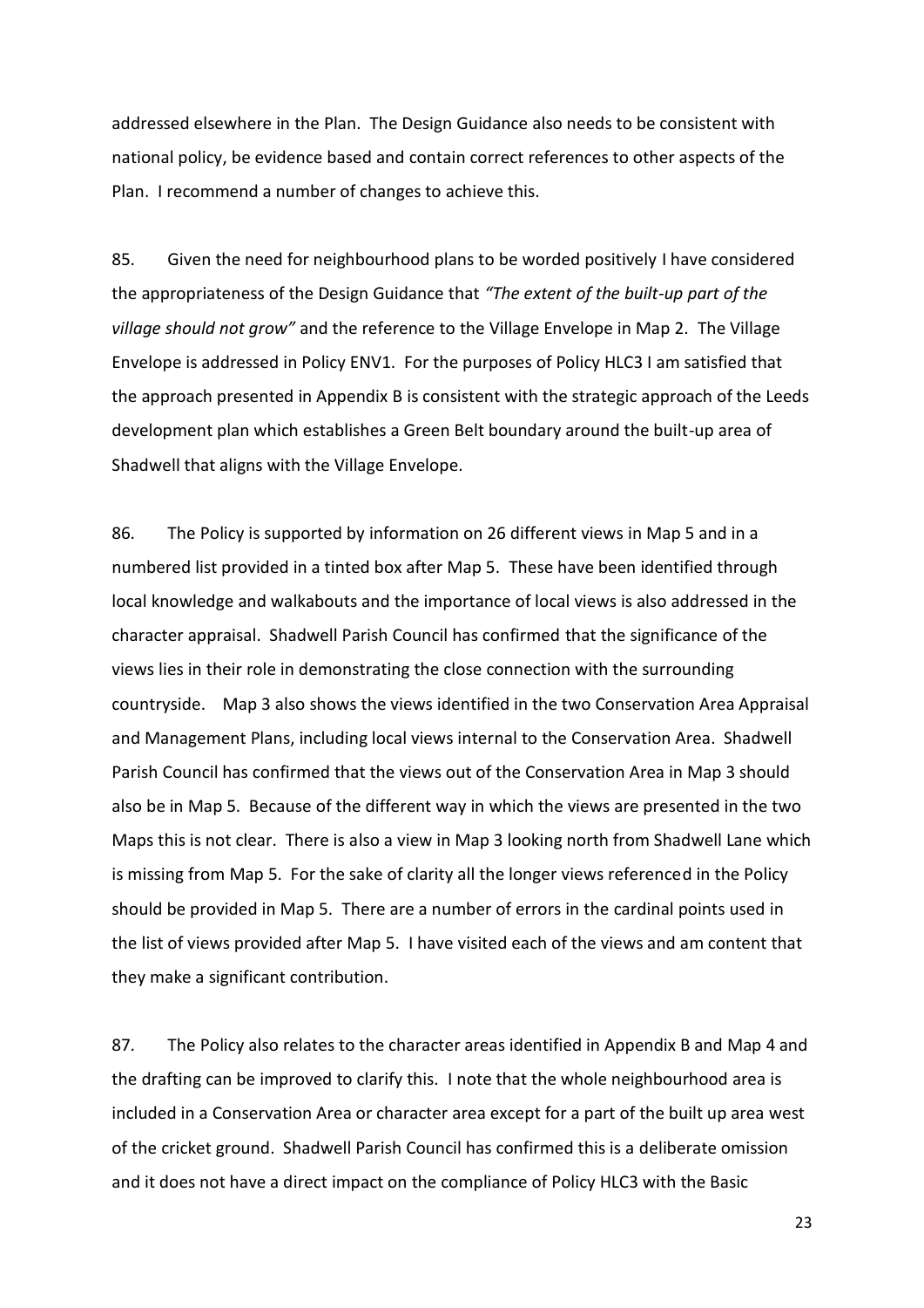addressed elsewhere in the Plan. The Design Guidance also needs to be consistent with national policy, be evidence based and contain correct references to other aspects of the Plan. I recommend a number of changes to achieve this.

85. Given the need for neighbourhood plans to be worded positively I have considered the appropriateness of the Design Guidance that *"The extent of the built-up part of the village should not grow"* and the reference to the Village Envelope in Map 2. The Village Envelope is addressed in Policy ENV1. For the purposes of Policy HLC3 I am satisfied that the approach presented in Appendix B is consistent with the strategic approach of the Leeds development plan which establishes a Green Belt boundary around the built-up area of Shadwell that aligns with the Village Envelope.

86. The Policy is supported by information on 26 different views in Map 5 and in a numbered list provided in a tinted box after Map 5. These have been identified through local knowledge and walkabouts and the importance of local views is also addressed in the character appraisal. Shadwell Parish Council has confirmed that the significance of the views lies in their role in demonstrating the close connection with the surrounding countryside. Map 3 also shows the views identified in the two Conservation Area Appraisal and Management Plans, including local views internal to the Conservation Area. Shadwell Parish Council has confirmed that the views out of the Conservation Area in Map 3 should also be in Map 5. Because of the different way in which the views are presented in the two Maps this is not clear. There is also a view in Map 3 looking north from Shadwell Lane which is missing from Map 5. For the sake of clarity all the longer views referenced in the Policy should be provided in Map 5. There are a number of errors in the cardinal points used in the list of views provided after Map 5. I have visited each of the views and am content that they make a significant contribution.

87. The Policy also relates to the character areas identified in Appendix B and Map 4 and the drafting can be improved to clarify this. I note that the whole neighbourhood area is included in a Conservation Area or character area except for a part of the built up area west of the cricket ground. Shadwell Parish Council has confirmed this is a deliberate omission and it does not have a direct impact on the compliance of Policy HLC3 with the Basic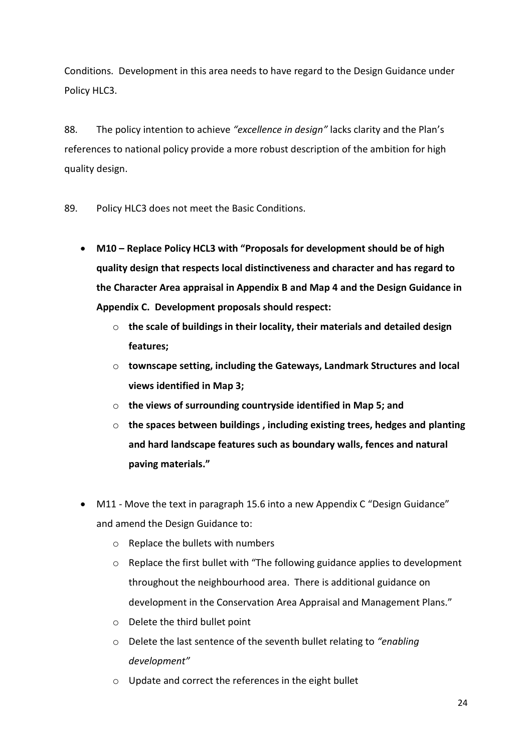Conditions. Development in this area needs to have regard to the Design Guidance under Policy HLC3.

88. The policy intention to achieve *"excellence in design"* lacks clarity and the Plan's references to national policy provide a more robust description of the ambition for high quality design.

89. Policy HLC3 does not meet the Basic Conditions.

- **M10 – Replace Policy HCL3 with "Proposals for development should be of high quality design that respects local distinctiveness and character and has regard to the Character Area appraisal in Appendix B and Map 4 and the Design Guidance in Appendix C. Development proposals should respect:**
    - **the scale of buildings in their locality, their materials and detailed design features;**
    - **townscape setting, including the Gateways, Landmark Structures and local views identified in Map 3;**
    - **the views of surrounding countryside identified in Map 5; and**
    - **the spaces between buildings , including existing trees, hedges and planting and hard landscape features such as boundary walls, fences and natural paving materials."**

- M11 - Move the text in paragraph 15.6 into a new Appendix C "Design Guidance" and amend the Design Guidance to:
    - Replace the bullets with numbers
    - Replace the first bullet with "The following guidance applies to development throughout the neighbourhood area. There is additional guidance on development in the Conservation Area Appraisal and Management Plans."
    - Delete the third bullet point
    - Delete the last sentence of the seventh bullet relating to *"enabling development"*
    - Update and correct the references in the eight bullet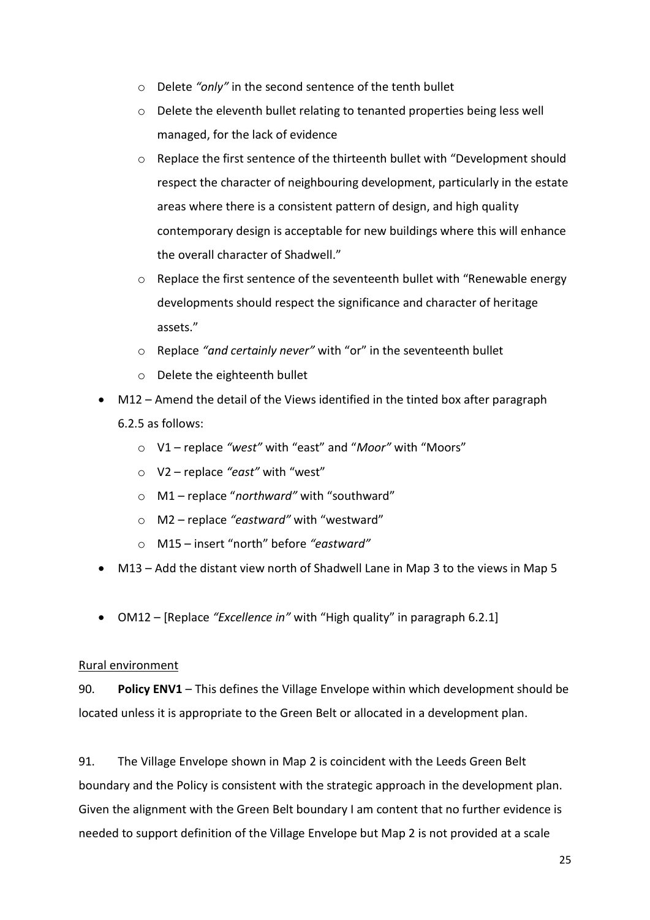- Delete *"only"* in the second sentence of the tenth bullet
  - Delete the eleventh bullet relating to tenanted properties being less well managed, for the lack of evidence
  - Replace the first sentence of the thirteenth bullet with "Development should respect the character of neighbouring development, particularly in the estate areas where there is a consistent pattern of design, and high quality contemporary design is acceptable for new buildings where this will enhance the overall character of Shadwell."
  - Replace the first sentence of the seventeenth bullet with "Renewable energy developments should respect the significance and character of heritage assets."
  - Replace *"and certainly never"* with "or" in the seventeenth bullet
  - Delete the eighteenth bullet
- M12 – Amend the detail of the Views identified in the tinted box after paragraph 6.2.5 as follows:
  - V1 – replace *"west"* with "east" and "*Moor"* with "Moors"
  - V2 – replace *"east"* with "west"
  - M1 – replace "*northward"* with "southward"
  - M2 – replace *"eastward"* with "westward"
  - M15 – insert "north" before *"eastward"*
- M13 – Add the distant view north of Shadwell Lane in Map 3 to the views in Map 5
- OM12 – [Replace *"Excellence in"* with "High quality" in paragraph 6.2.1]

Rural environment

90. **Policy ENV1** – This defines the Village Envelope within which development should be located unless it is appropriate to the Green Belt or allocated in a development plan.

91. The Village Envelope shown in Map 2 is coincident with the Leeds Green Belt boundary and the Policy is consistent with the strategic approach in the development plan. Given the alignment with the Green Belt boundary I am content that no further evidence is needed to support definition of the Village Envelope but Map 2 is not provided at a scale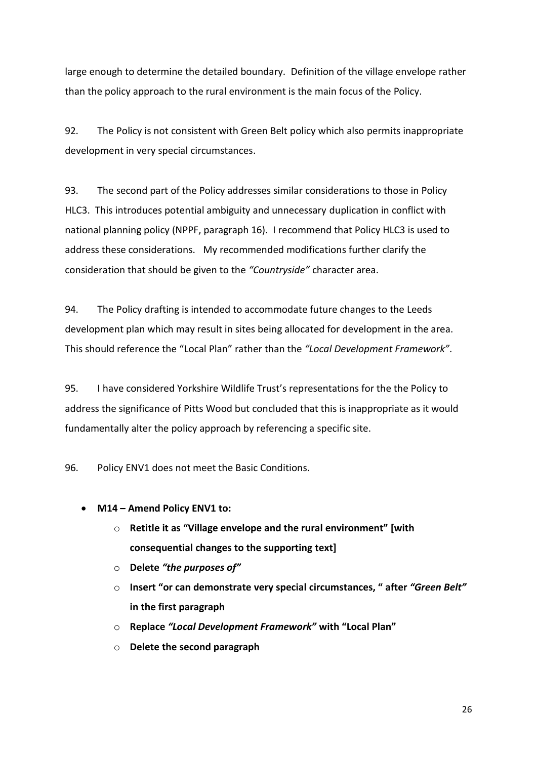large enough to determine the detailed boundary. Definition of the village envelope rather than the policy approach to the rural environment is the main focus of the Policy.

92. The Policy is not consistent with Green Belt policy which also permits inappropriate development in very special circumstances.

93. The second part of the Policy addresses similar considerations to those in Policy HLC3. This introduces potential ambiguity and unnecessary duplication in conflict with national planning policy (NPPF, paragraph 16). I recommend that Policy HLC3 is used to address these considerations. My recommended modifications further clarify the consideration that should be given to the *"Countryside"* character area.

94. The Policy drafting is intended to accommodate future changes to the Leeds development plan which may result in sites being allocated for development in the area. This should reference the "Local Plan" rather than the *"Local Development Framework"*.

95. I have considered Yorkshire Wildlife Trust's representations for the the Policy to address the significance of Pitts Wood but concluded that this is inappropriate as it would fundamentally alter the policy approach by referencing a specific site.

96. Policy ENV1 does not meet the Basic Conditions.

- **M14 – Amend Policy ENV1 to:**
  - **Retitle it as "Village envelope and the rural environment" [with consequential changes to the supporting text]**
  - **Delete *"the purposes of"***
  - **Insert "or can demonstrate very special circumstances, " after *"Green Belt"* in the first paragraph**
  - **Replace *"Local Development Framework"* with "Local Plan"**
  - **Delete the second paragraph**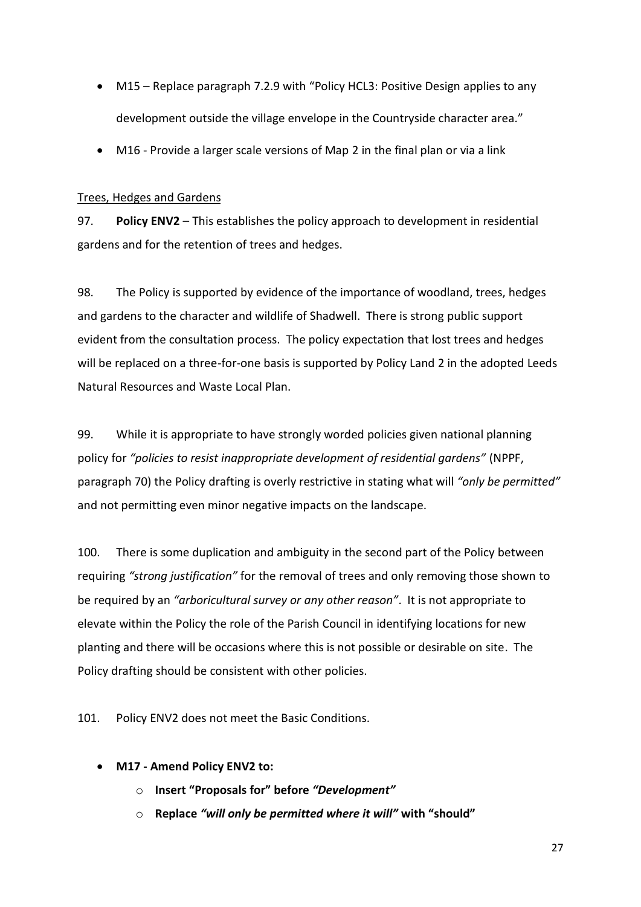- M15 – Replace paragraph 7.2.9 with "Policy HCL3: Positive Design applies to any development outside the village envelope in the Countryside character area."
- M16 - Provide a larger scale versions of Map 2 in the final plan or via a link

Trees, Hedges and Gardens

97. **Policy ENV2** – This establishes the policy approach to development in residential gardens and for the retention of trees and hedges.

98. The Policy is supported by evidence of the importance of woodland, trees, hedges and gardens to the character and wildlife of Shadwell. There is strong public support evident from the consultation process. The policy expectation that lost trees and hedges will be replaced on a three-for-one basis is supported by Policy Land 2 in the adopted Leeds Natural Resources and Waste Local Plan.

99. While it is appropriate to have strongly worded policies given national planning policy for *"policies to resist inappropriate development of residential gardens"* (NPPF, paragraph 70) the Policy drafting is overly restrictive in stating what will *"only be permitted"* and not permitting even minor negative impacts on the landscape.

100. There is some duplication and ambiguity in the second part of the Policy between requiring *"strong justification"* for the removal of trees and only removing those shown to be required by an *"arboricultural survey or any other reason"*. It is not appropriate to elevate within the Policy the role of the Parish Council in identifying locations for new planting and there will be occasions where this is not possible or desirable on site. The Policy drafting should be consistent with other policies.

101. Policy ENV2 does not meet the Basic Conditions.

- **M17 - Amend Policy ENV2 to:**
    - **Insert "Proposals for" before *"Development"***
    - **Replace *"will only be permitted where it will"* with "should"**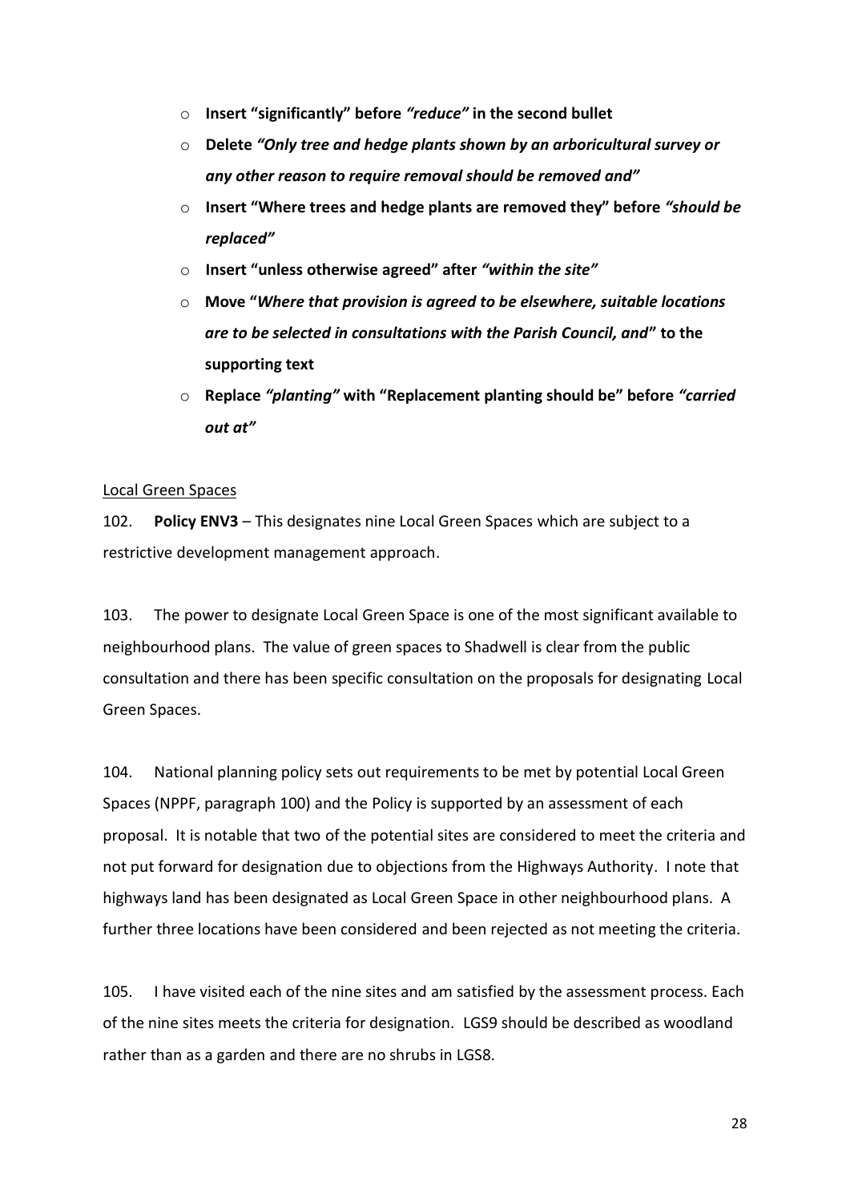- **Insert "significantly" before *"reduce"* in the second bullet**
- **Delete *"Only tree and hedge plants shown by an arboricultural survey or any other reason to require removal should be removed and"***
- **Insert "Where trees and hedge plants are removed they" before *"should be replaced"***
- **Insert "unless otherwise agreed" after *"within the site"***
- **Move "*Where that provision is agreed to be elsewhere, suitable locations are to be selected in consultations with the Parish Council, and*" to the supporting text**
- **Replace *"planting"* with "Replacement planting should be" before *"carried out at"***

Local Green Spaces

102. **Policy ENV3** – This designates nine Local Green Spaces which are subject to a restrictive development management approach.

103. The power to designate Local Green Space is one of the most significant available to neighbourhood plans. The value of green spaces to Shadwell is clear from the public consultation and there has been specific consultation on the proposals for designating Local Green Spaces.

104. National planning policy sets out requirements to be met by potential Local Green Spaces (NPPF, paragraph 100) and the Policy is supported by an assessment of each proposal. It is notable that two of the potential sites are considered to meet the criteria and not put forward for designation due to objections from the Highways Authority. I note that highways land has been designated as Local Green Space in other neighbourhood plans. A further three locations have been considered and been rejected as not meeting the criteria.

105. I have visited each of the nine sites and am satisfied by the assessment process. Each of the nine sites meets the criteria for designation. LGS9 should be described as woodland rather than as a garden and there are no shrubs in LGS8.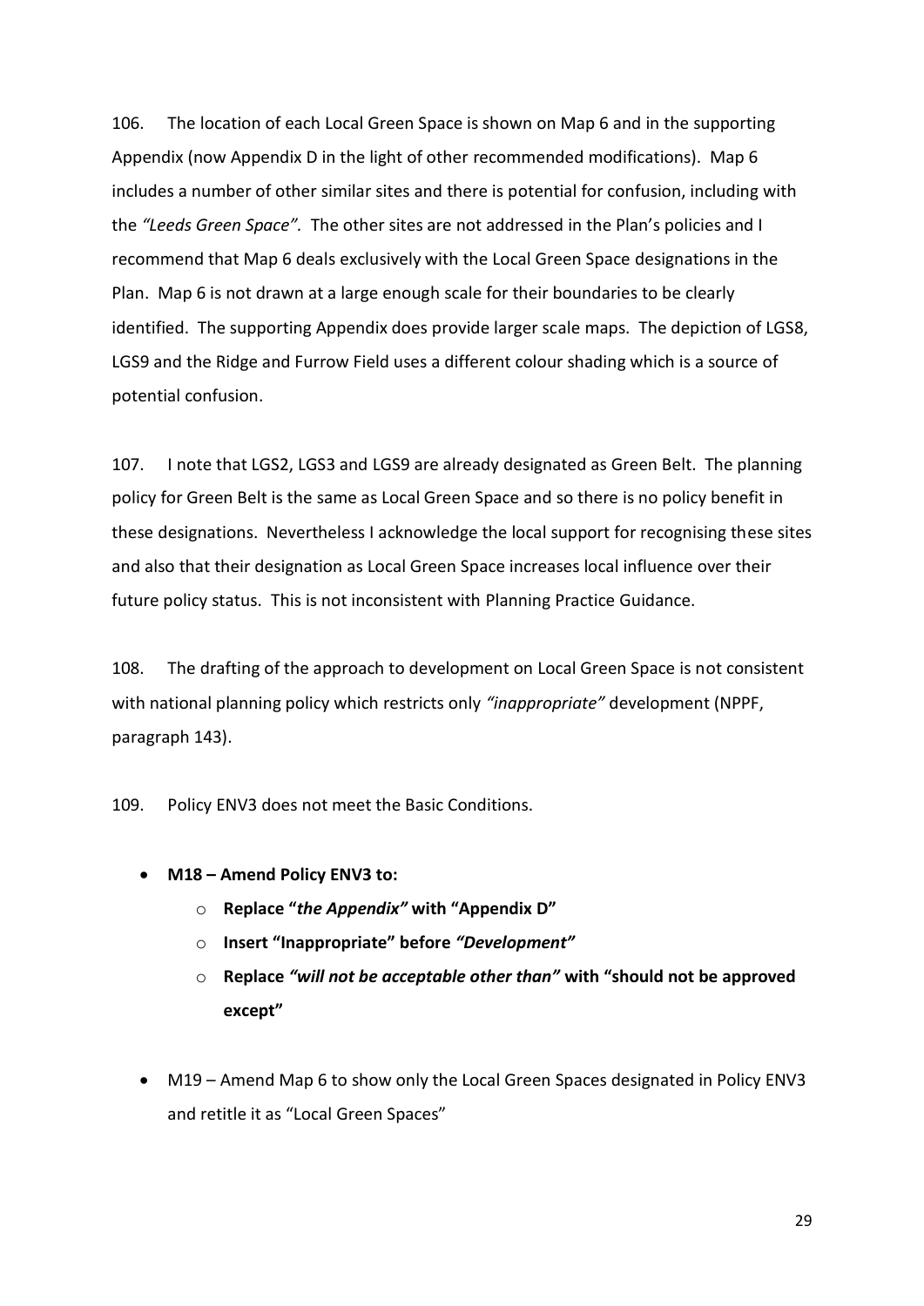106. The location of each Local Green Space is shown on Map 6 and in the supporting Appendix (now Appendix D in the light of other recommended modifications). Map 6 includes a number of other similar sites and there is potential for confusion, including with the *"Leeds Green Space".* The other sites are not addressed in the Plan's policies and I recommend that Map 6 deals exclusively with the Local Green Space designations in the Plan. Map 6 is not drawn at a large enough scale for their boundaries to be clearly identified. The supporting Appendix does provide larger scale maps. The depiction of LGS8, LGS9 and the Ridge and Furrow Field uses a different colour shading which is a source of potential confusion.

107. I note that LGS2, LGS3 and LGS9 are already designated as Green Belt. The planning policy for Green Belt is the same as Local Green Space and so there is no policy benefit in these designations. Nevertheless I acknowledge the local support for recognising these sites and also that their designation as Local Green Space increases local influence over their future policy status. This is not inconsistent with Planning Practice Guidance.

108. The drafting of the approach to development on Local Green Space is not consistent with national planning policy which restricts only *"inappropriate"* development (NPPF, paragraph 143).

109. Policy ENV3 does not meet the Basic Conditions.

- **M18 – Amend Policy ENV3 to:**
  - **Replace "*the Appendix*" with "Appendix D"**
  - **Insert "Inappropriate" before *"Development"***
  - **Replace *"will not be acceptable other than"* with "should not be approved except"**

- M19 – Amend Map 6 to show only the Local Green Spaces designated in Policy ENV3 and retitle it as "Local Green Spaces"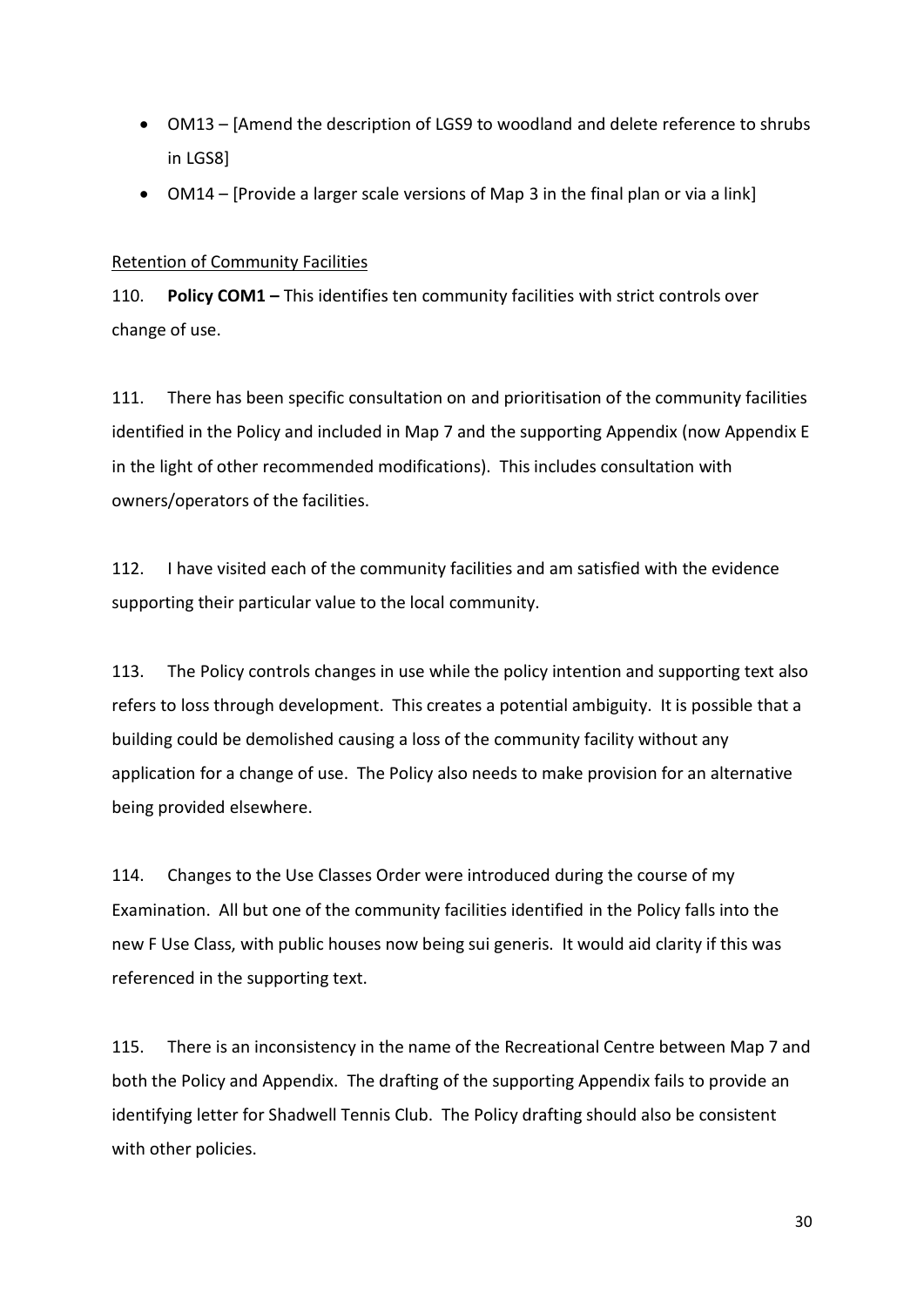- OM13 – [Amend the description of LGS9 to woodland and delete reference to shrubs in LGS8]
- OM14 – [Provide a larger scale versions of Map 3 in the final plan or via a link]

<u>Retention of Community Facilities</u>

110. **Policy COM1 –** This identifies ten community facilities with strict controls over change of use.

111. There has been specific consultation on and prioritisation of the community facilities identified in the Policy and included in Map 7 and the supporting Appendix (now Appendix E in the light of other recommended modifications). This includes consultation with owners/operators of the facilities.

112. I have visited each of the community facilities and am satisfied with the evidence supporting their particular value to the local community.

113. The Policy controls changes in use while the policy intention and supporting text also refers to loss through development. This creates a potential ambiguity. It is possible that a building could be demolished causing a loss of the community facility without any application for a change of use. The Policy also needs to make provision for an alternative being provided elsewhere.

114. Changes to the Use Classes Order were introduced during the course of my Examination. All but one of the community facilities identified in the Policy falls into the new F Use Class, with public houses now being sui generis. It would aid clarity if this was referenced in the supporting text.

115. There is an inconsistency in the name of the Recreational Centre between Map 7 and both the Policy and Appendix. The drafting of the supporting Appendix fails to provide an identifying letter for Shadwell Tennis Club. The Policy drafting should also be consistent with other policies.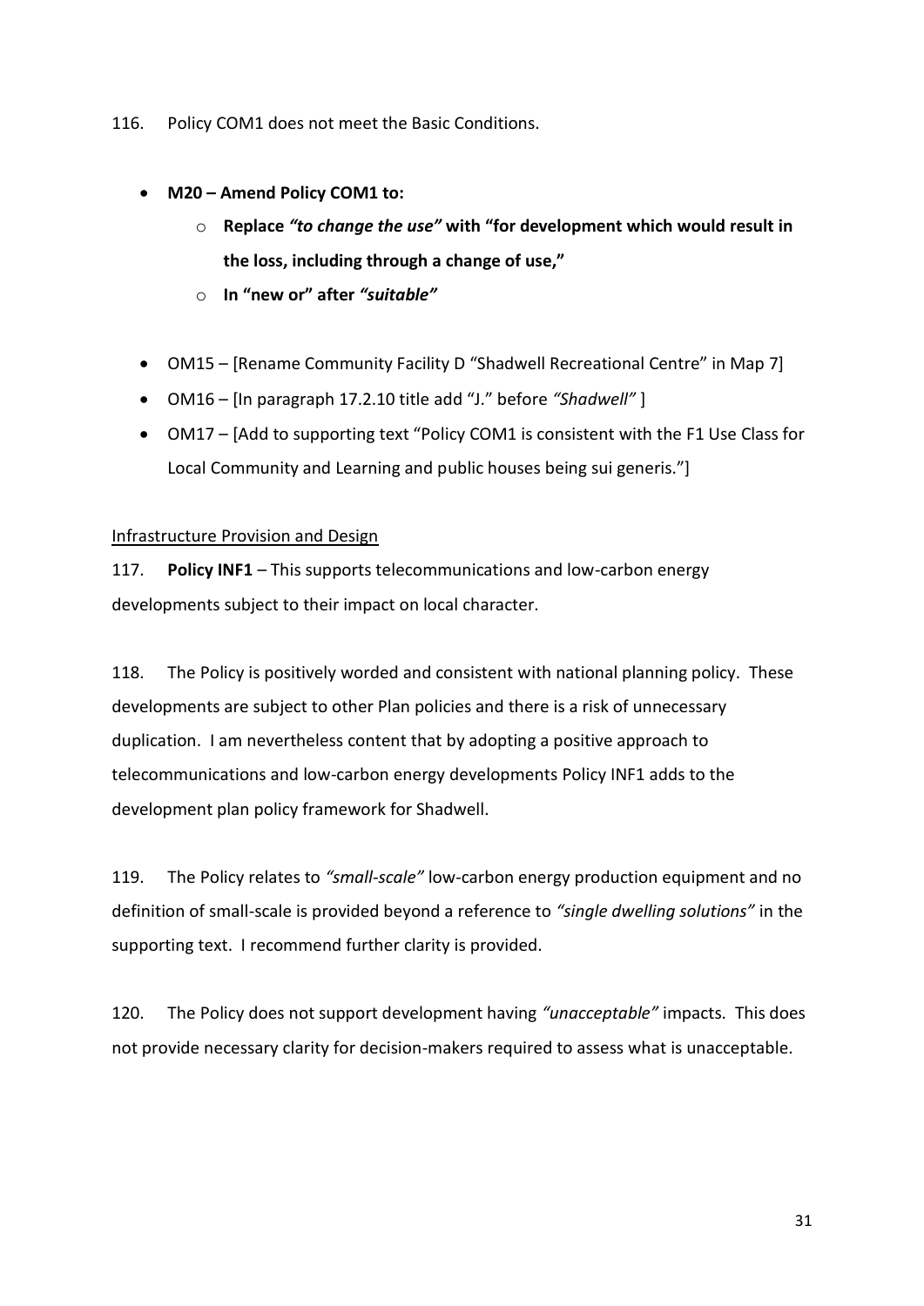116. Policy COM1 does not meet the Basic Conditions.

- **M20 – Amend Policy COM1 to:**
    - **Replace *"to change the use"* with "for development which would result in the loss, including through a change of use,"**
    - **In "new or" after *"suitable"***

- OM15 – [Rename Community Facility D "Shadwell Recreational Centre" in Map 7]
- OM16 – [In paragraph 17.2.10 title add "J." before *"Shadwell"* ]
- OM17 – [Add to supporting text "Policy COM1 is consistent with the F1 Use Class for Local Community and Learning and public houses being sui generis."]

<u>Infrastructure Provision and Design</u>

117. **Policy INF1** – This supports telecommunications and low-carbon energy developments subject to their impact on local character.

118. The Policy is positively worded and consistent with national planning policy. These developments are subject to other Plan policies and there is a risk of unnecessary duplication. I am nevertheless content that by adopting a positive approach to telecommunications and low-carbon energy developments Policy INF1 adds to the development plan policy framework for Shadwell.

119. The Policy relates to *"small-scale"* low-carbon energy production equipment and no definition of small-scale is provided beyond a reference to *"single dwelling solutions"* in the supporting text. I recommend further clarity is provided.

120. The Policy does not support development having *"unacceptable"* impacts. This does not provide necessary clarity for decision-makers required to assess what is unacceptable.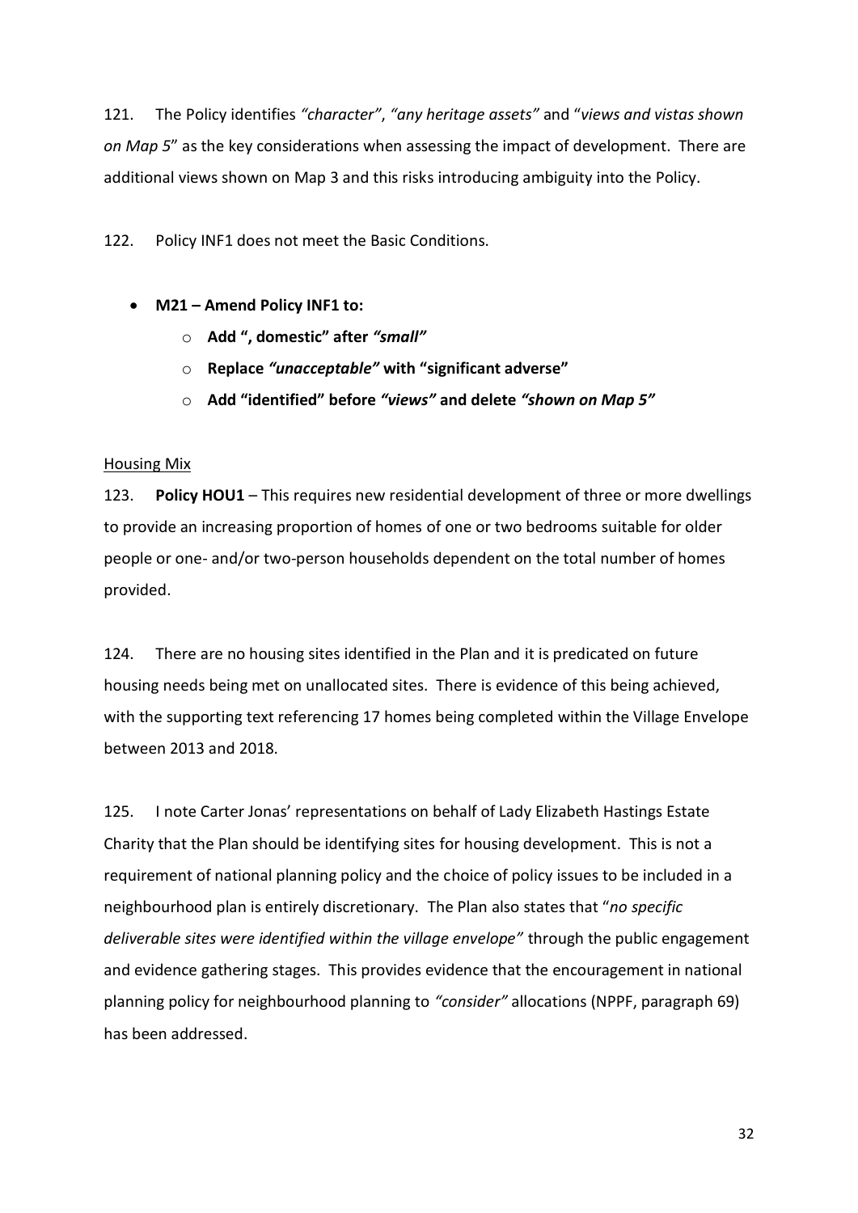121. The Policy identifies *"character"*, *"any heritage assets"* and "*views and vistas shown on Map 5*" as the key considerations when assessing the impact of development. There are additional views shown on Map 3 and this risks introducing ambiguity into the Policy.

122. Policy INF1 does not meet the Basic Conditions.

- **M21 – Amend Policy INF1 to:**
  - **Add ", domestic" after *"small"***
  - **Replace *"unacceptable"* with "significant adverse"**
  - **Add "identified" before *"views"* and delete *"shown on Map 5"***

<u>Housing Mix</u>

123. **Policy HOU1** – This requires new residential development of three or more dwellings to provide an increasing proportion of homes of one or two bedrooms suitable for older people or one- and/or two-person households dependent on the total number of homes provided.

124. There are no housing sites identified in the Plan and it is predicated on future housing needs being met on unallocated sites. There is evidence of this being achieved, with the supporting text referencing 17 homes being completed within the Village Envelope between 2013 and 2018.

125. I note Carter Jonas' representations on behalf of Lady Elizabeth Hastings Estate Charity that the Plan should be identifying sites for housing development. This is not a requirement of national planning policy and the choice of policy issues to be included in a neighbourhood plan is entirely discretionary. The Plan also states that "*no specific deliverable sites were identified within the village envelope"* through the public engagement and evidence gathering stages. This provides evidence that the encouragement in national planning policy for neighbourhood planning to *"consider"* allocations (NPPF, paragraph 69) has been addressed.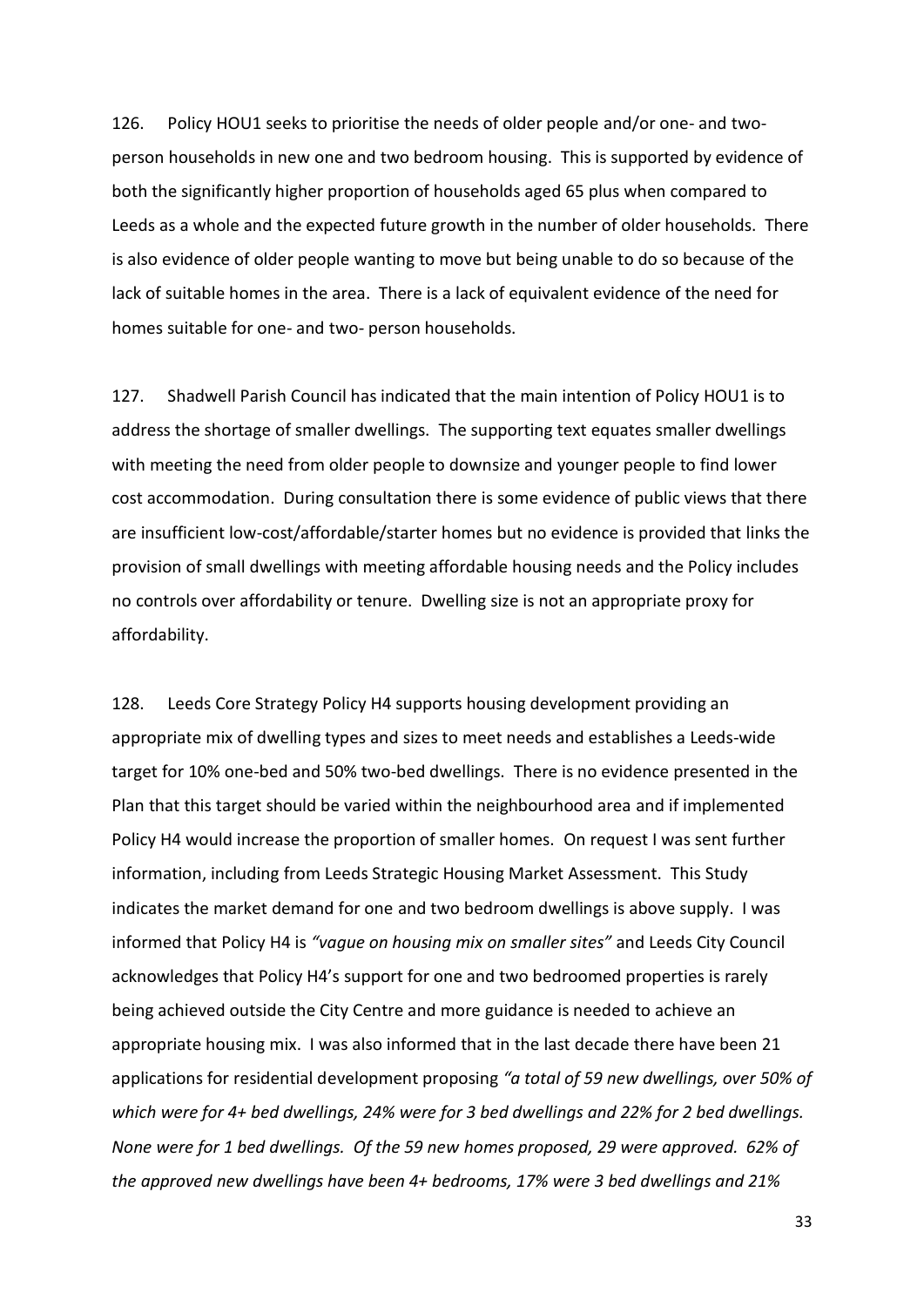126. Policy HOU1 seeks to prioritise the needs of older people and/or one- and two-person households in new one and two bedroom housing. This is supported by evidence of both the significantly higher proportion of households aged 65 plus when compared to Leeds as a whole and the expected future growth in the number of older households. There is also evidence of older people wanting to move but being unable to do so because of the lack of suitable homes in the area. There is a lack of equivalent evidence of the need for homes suitable for one- and two- person households.

127. Shadwell Parish Council has indicated that the main intention of Policy HOU1 is to address the shortage of smaller dwellings. The supporting text equates smaller dwellings with meeting the need from older people to downsize and younger people to find lower cost accommodation. During consultation there is some evidence of public views that there are insufficient low-cost/affordable/starter homes but no evidence is provided that links the provision of small dwellings with meeting affordable housing needs and the Policy includes no controls over affordability or tenure. Dwelling size is not an appropriate proxy for affordability.

128. Leeds Core Strategy Policy H4 supports housing development providing an appropriate mix of dwelling types and sizes to meet needs and establishes a Leeds-wide target for 10% one-bed and 50% two-bed dwellings. There is no evidence presented in the Plan that this target should be varied within the neighbourhood area and if implemented Policy H4 would increase the proportion of smaller homes. On request I was sent further information, including from Leeds Strategic Housing Market Assessment. This Study indicates the market demand for one and two bedroom dwellings is above supply. I was informed that Policy H4 is *"vague on housing mix on smaller sites"* and Leeds City Council acknowledges that Policy H4's support for one and two bedroomed properties is rarely being achieved outside the City Centre and more guidance is needed to achieve an appropriate housing mix. I was also informed that in the last decade there have been 21 applications for residential development proposing *"a total of 59 new dwellings, over 50% of which were for 4+ bed dwellings, 24% were for 3 bed dwellings and 22% for 2 bed dwellings. None were for 1 bed dwellings. Of the 59 new homes proposed, 29 were approved. 62% of the approved new dwellings have been 4+ bedrooms, 17% were 3 bed dwellings and 21%*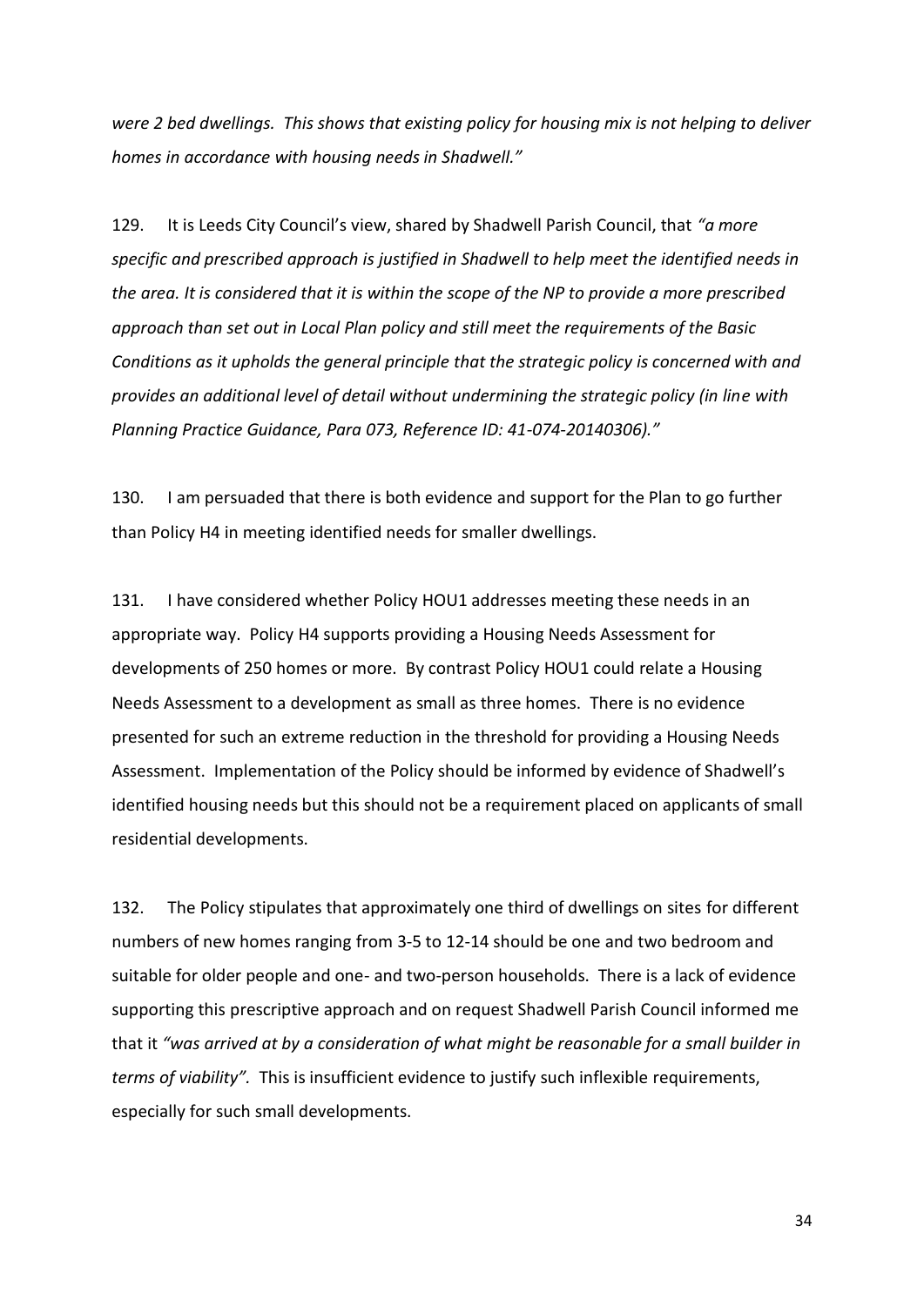*were 2 bed dwellings. This shows that existing policy for housing mix is not helping to deliver homes in accordance with housing needs in Shadwell."*

129. It is Leeds City Council's view, shared by Shadwell Parish Council, that *"a more specific and prescribed approach is justified in Shadwell to help meet the identified needs in the area. It is considered that it is within the scope of the NP to provide a more prescribed approach than set out in Local Plan policy and still meet the requirements of the Basic Conditions as it upholds the general principle that the strategic policy is concerned with and provides an additional level of detail without undermining the strategic policy (in line with Planning Practice Guidance, Para 073, Reference ID: 41-074-20140306)."*

130. I am persuaded that there is both evidence and support for the Plan to go further than Policy H4 in meeting identified needs for smaller dwellings.

131. I have considered whether Policy HOU1 addresses meeting these needs in an appropriate way. Policy H4 supports providing a Housing Needs Assessment for developments of 250 homes or more. By contrast Policy HOU1 could relate a Housing Needs Assessment to a development as small as three homes. There is no evidence presented for such an extreme reduction in the threshold for providing a Housing Needs Assessment. Implementation of the Policy should be informed by evidence of Shadwell's identified housing needs but this should not be a requirement placed on applicants of small residential developments.

132. The Policy stipulates that approximately one third of dwellings on sites for different numbers of new homes ranging from 3-5 to 12-14 should be one and two bedroom and suitable for older people and one- and two-person households. There is a lack of evidence supporting this prescriptive approach and on request Shadwell Parish Council informed me that it *"was arrived at by a consideration of what might be reasonable for a small builder in terms of viability".* This is insufficient evidence to justify such inflexible requirements, especially for such small developments.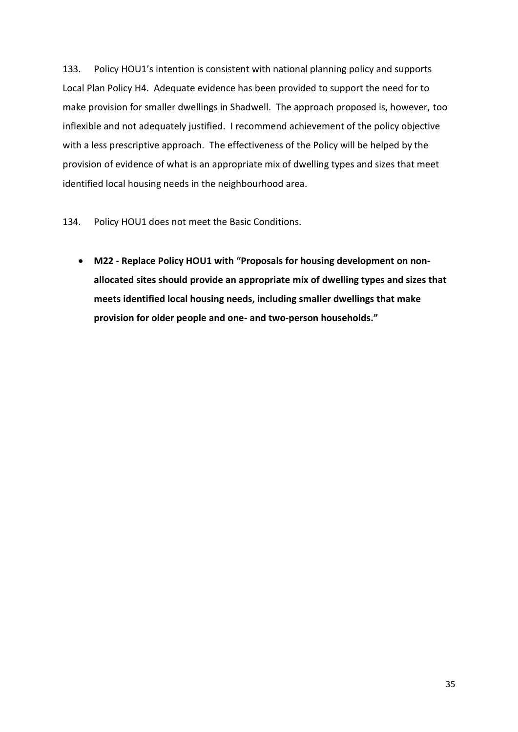133. Policy HOU1's intention is consistent with national planning policy and supports Local Plan Policy H4. Adequate evidence has been provided to support the need for to make provision for smaller dwellings in Shadwell. The approach proposed is, however, too inflexible and not adequately justified. I recommend achievement of the policy objective with a less prescriptive approach. The effectiveness of the Policy will be helped by the provision of evidence of what is an appropriate mix of dwelling types and sizes that meet identified local housing needs in the neighbourhood area.

134. Policy HOU1 does not meet the Basic Conditions.

- **M22 - Replace Policy HOU1 with "Proposals for housing development on non-allocated sites should provide an appropriate mix of dwelling types and sizes that meets identified local housing needs, including smaller dwellings that make provision for older people and one- and two-person households."**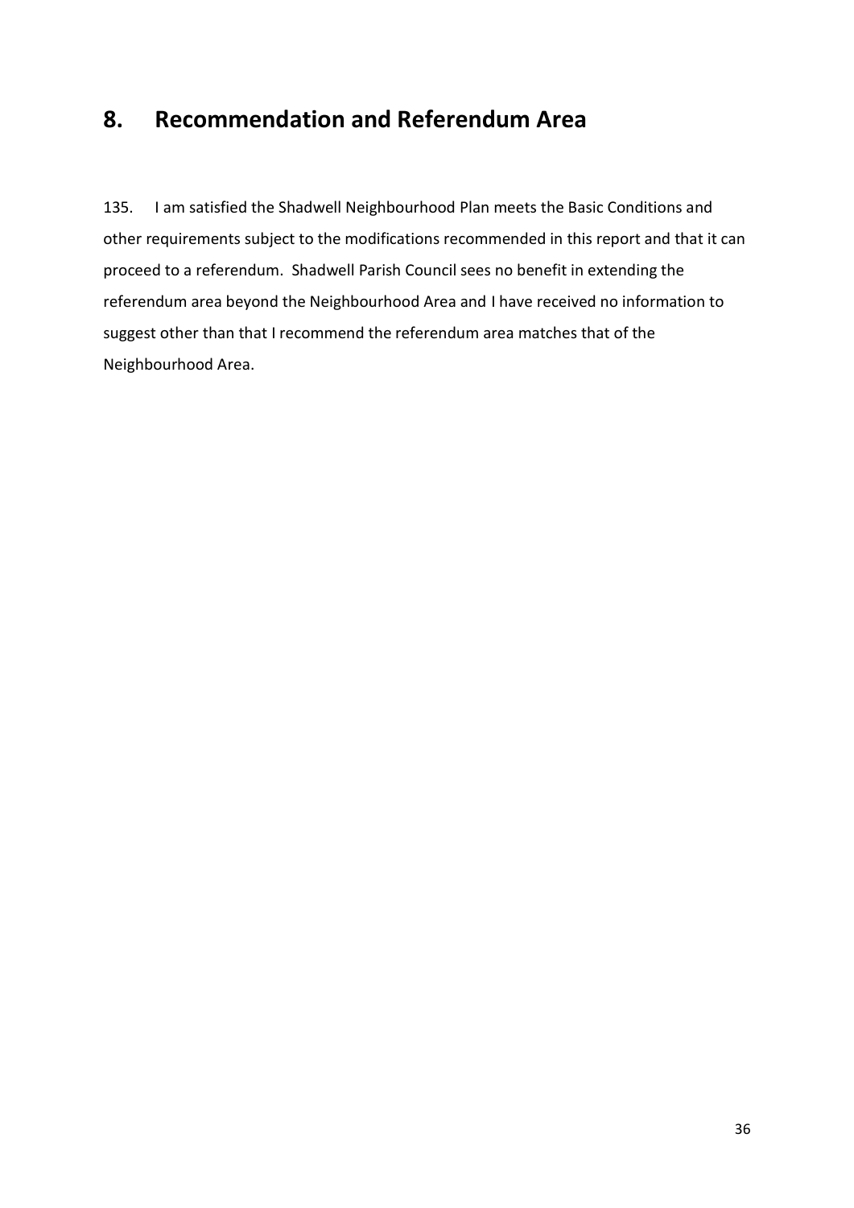## 8. Recommendation and Referendum Area

135. I am satisfied the Shadwell Neighbourhood Plan meets the Basic Conditions and other requirements subject to the modifications recommended in this report and that it can proceed to a referendum. Shadwell Parish Council sees no benefit in extending the referendum area beyond the Neighbourhood Area and I have received no information to suggest other than that I recommend the referendum area matches that of the Neighbourhood Area.